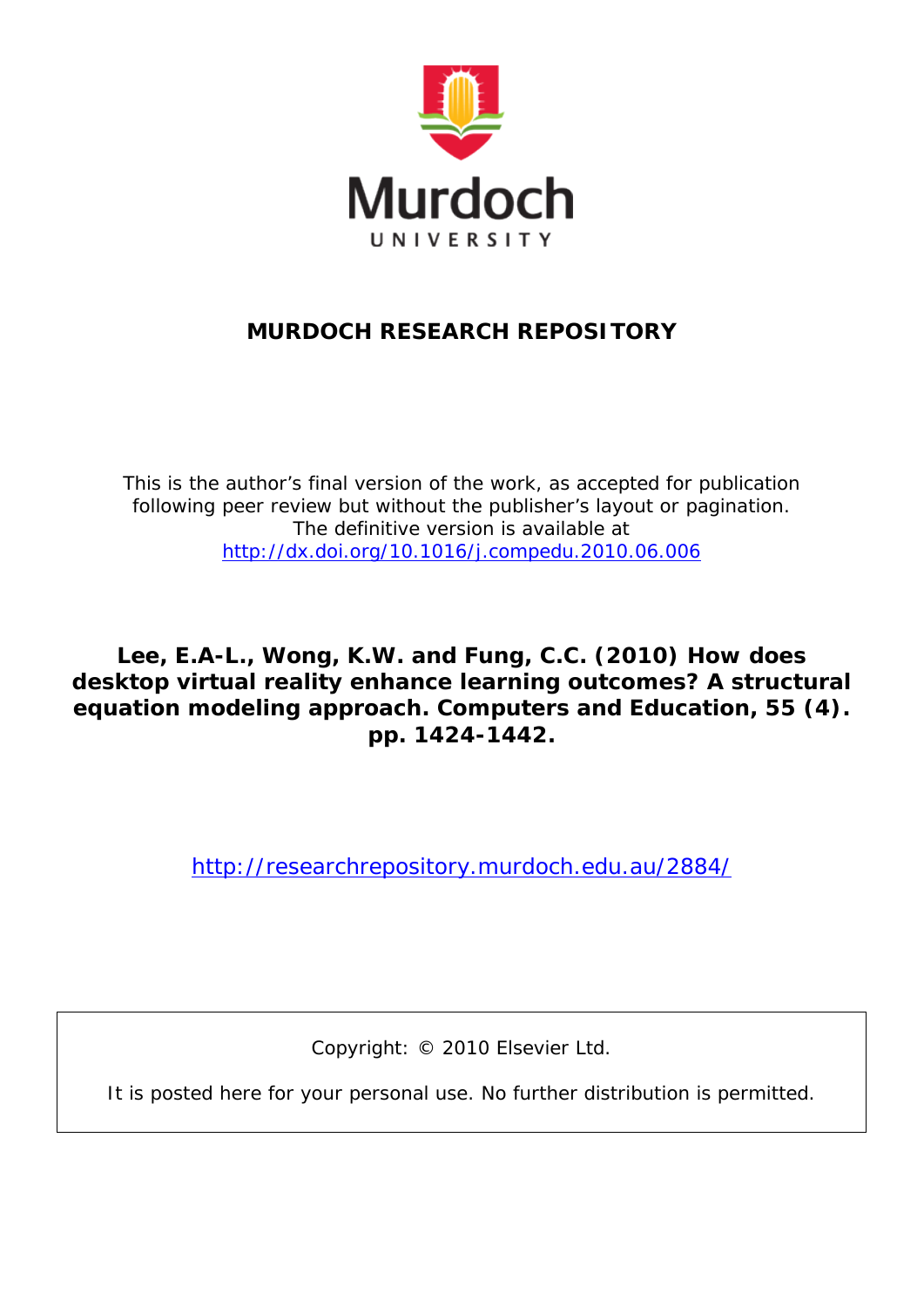Murdoch

UNIVERSITY

# MURDOCH RESEARCH REPOSITORY

This is the author's final version of the work, as accepted for publication following peer review but without the publisher's layout or pagination.
The definitive version is available at
http://dx.doi.org/10.1016/j.compedu.2010.06.006

**Lee, E.A-L., Wong, K.W. and Fung, C.C. (2010) How does desktop virtual reality enhance learning outcomes? A structural equation modeling approach. Computers and Education, 55 (4). pp. 1424-1442.**

http://researchrepository.murdoch.edu.au/2884/

Copyright: © 2010 Elsevier Ltd.

It is posted here for your personal use. No further distribution is permitted.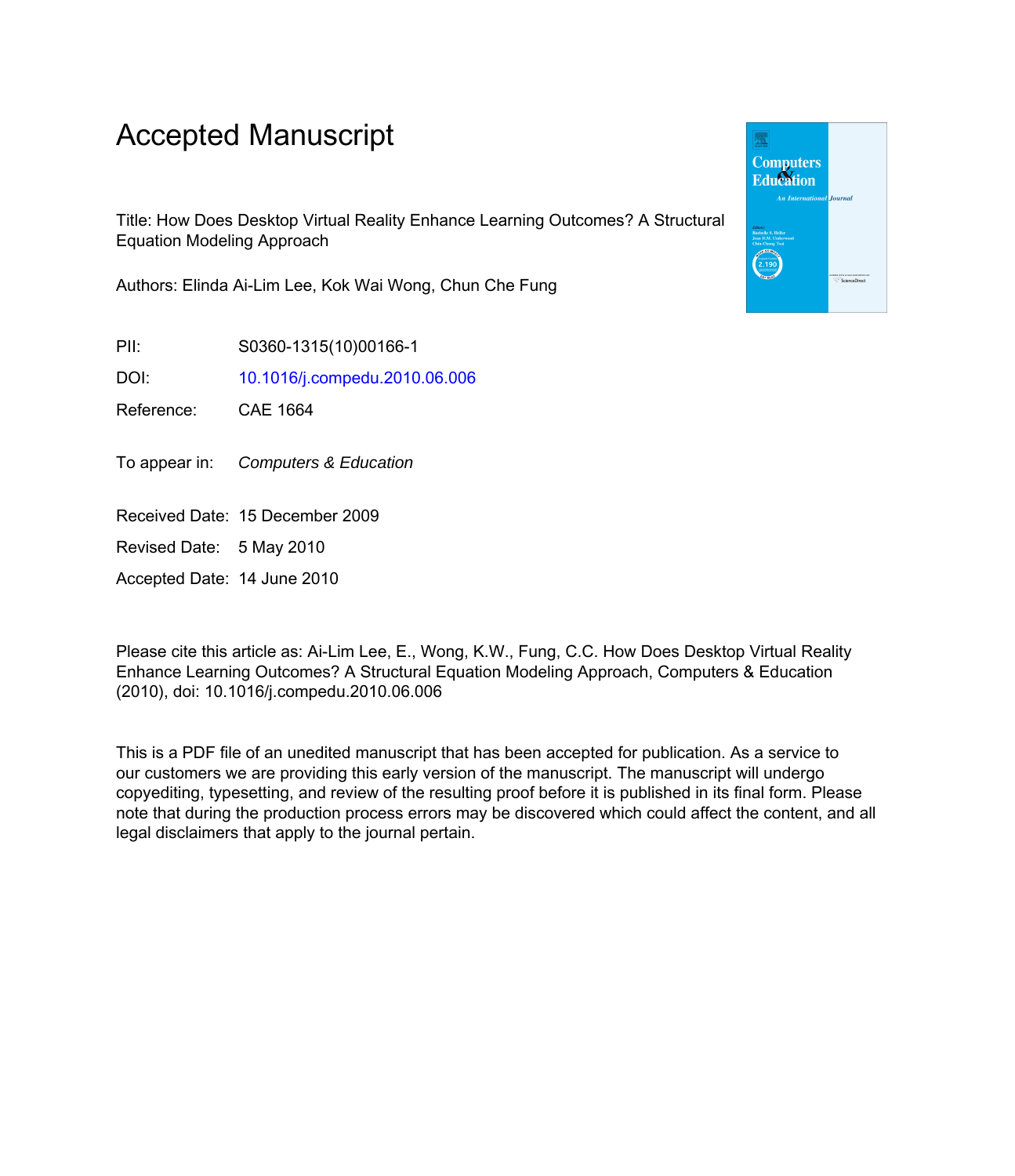# Accepted Manuscript

Title: How Does Desktop Virtual Reality Enhance Learning Outcomes? A Structural Equation Modeling Approach

Authors: Elinda Ai-Lim Lee, Kok Wai Wong, Chun Che Fung

PII: S0360-1315(10)00166-1

DOI: 10.1016/j.compedu.2010.06.006

Reference: CAE 1664

To appear in: *Computers & Education*

Received Date: 15 December 2009

Revised Date: 5 May 2010

Accepted Date: 14 June 2010

Please cite this article as: Ai-Lim Lee, E., Wong, K.W., Fung, C.C. How Does Desktop Virtual Reality Enhance Learning Outcomes? A Structural Equation Modeling Approach, Computers & Education (2010), doi: 10.1016/j.compedu.2010.06.006

This is a PDF file of an unedited manuscript that has been accepted for publication. As a service to our customers we are providing this early version of the manuscript. The manuscript will undergo copyediting, typesetting, and review of the resulting proof before it is published in its final form. Please note that during the production process errors may be discovered which could affect the content, and all legal disclaimers that apply to the journal pertain.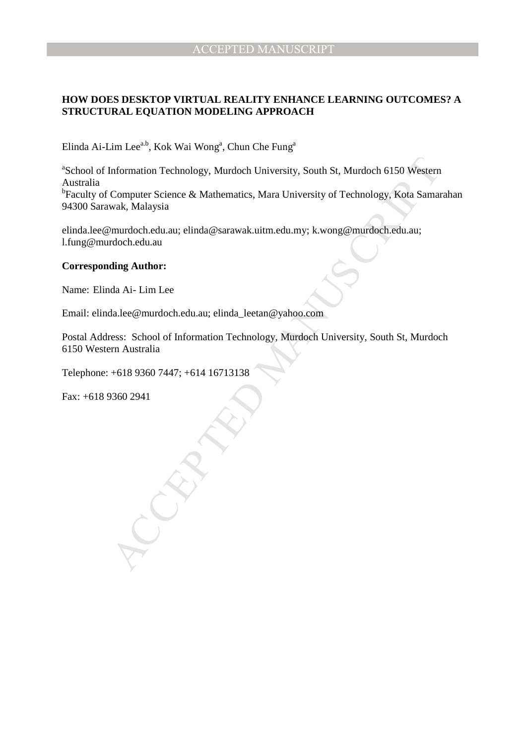**HOW DOES DESKTOP VIRTUAL REALITY ENHANCE LEARNING OUTCOMES? A STRUCTURAL EQUATION MODELING APPROACH**

Elinda Ai-Lim Lee[a,b], Kok Wai Wong[a], Chun Che Fung[a]

[a]School of Information Technology, Murdoch University, South St, Murdoch 6150 Western Australia
[b]Faculty of Computer Science & Mathematics, Mara University of Technology, Kota Samarahan 94300 Sarawak, Malaysia

elinda.lee@murdoch.edu.au; elinda@sarawak.uitm.edu.my; k.wong@murdoch.edu.au; l.fung@murdoch.edu.au

**Corresponding Author:**

Name: Elinda Ai- Lim Lee

Email: elinda.lee@murdoch.edu.au; elinda_leetan@yahoo.com

Postal Address: School of Information Technology, Murdoch University, South St, Murdoch 6150 Western Australia

Telephone: +618 9360 7447; +614 16713138

Fax: +618 9360 2941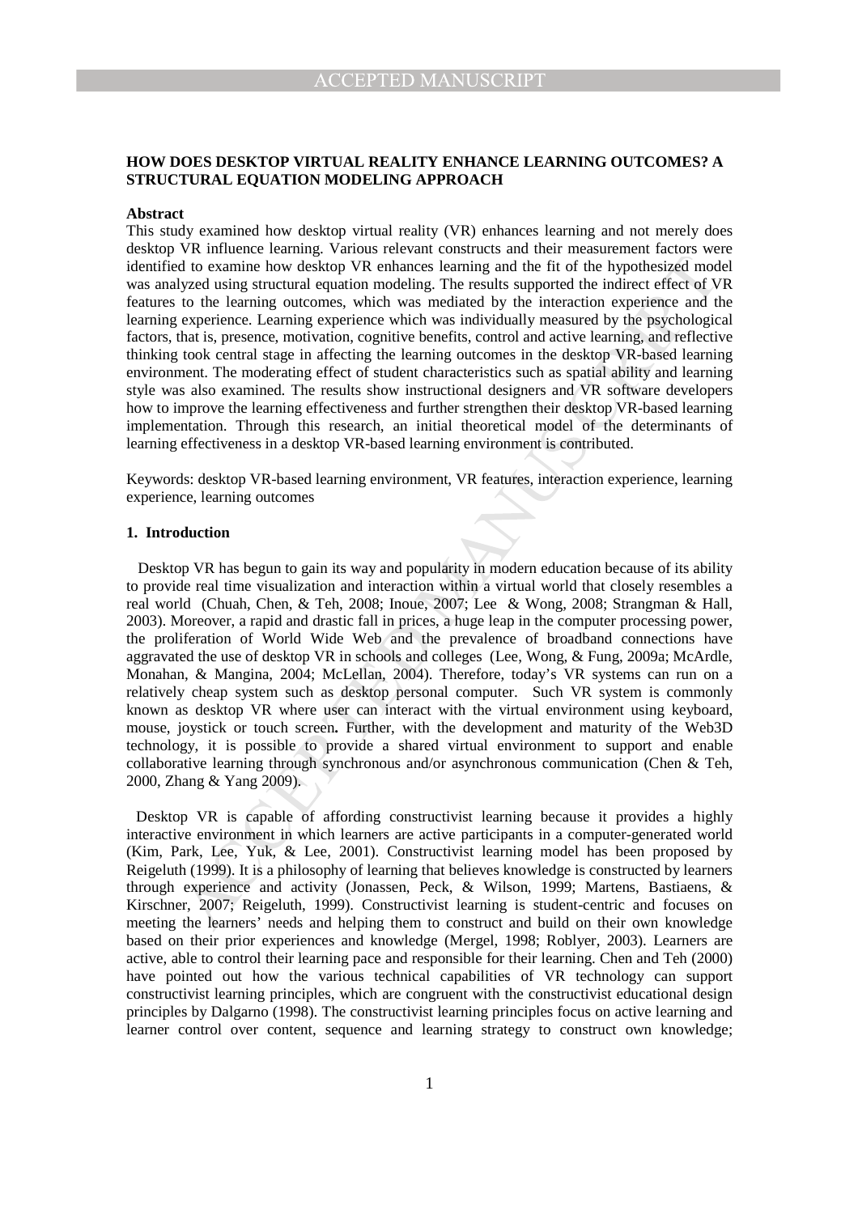**HOW DOES DESKTOP VIRTUAL REALITY ENHANCE LEARNING OUTCOMES? A STRUCTURAL EQUATION MODELING APPROACH**

**Abstract**

This study examined how desktop virtual reality (VR) enhances learning and not merely does desktop VR influence learning. Various relevant constructs and their measurement factors were identified to examine how desktop VR enhances learning and the fit of the hypothesized model was analyzed using structural equation modeling. The results supported the indirect effect of VR features to the learning outcomes, which was mediated by the interaction experience and the learning experience. Learning experience which was individually measured by the psychological factors, that is, presence, motivation, cognitive benefits, control and active learning, and reflective thinking took central stage in affecting the learning outcomes in the desktop VR-based learning environment. The moderating effect of student characteristics such as spatial ability and learning style was also examined. The results show instructional designers and VR software developers how to improve the learning effectiveness and further strengthen their desktop VR-based learning implementation. Through this research, an initial theoretical model of the determinants of learning effectiveness in a desktop VR-based learning environment is contributed.

Keywords: desktop VR-based learning environment, VR features, interaction experience, learning experience, learning outcomes

**1. Introduction**

Desktop VR has begun to gain its way and popularity in modern education because of its ability to provide real time visualization and interaction within a virtual world that closely resembles a real world (Chuah, Chen, & Teh, 2008; Inoue, 2007; Lee & Wong, 2008; Strangman & Hall, 2003). Moreover, a rapid and drastic fall in prices, a huge leap in the computer processing power, the proliferation of World Wide Web and the prevalence of broadband connections have aggravated the use of desktop VR in schools and colleges (Lee, Wong, & Fung, 2009a; McArdle, Monahan, & Mangina, 2004; McLellan, 2004). Therefore, today's VR systems can run on a relatively cheap system such as desktop personal computer. Such VR system is commonly known as desktop VR where user can interact with the virtual environment using keyboard, mouse, joystick or touch screen**.** Further, with the development and maturity of the Web3D technology, it is possible to provide a shared virtual environment to support and enable collaborative learning through synchronous and/or asynchronous communication (Chen & Teh, 2000, Zhang & Yang 2009).

Desktop VR is capable of affording constructivist learning because it provides a highly interactive environment in which learners are active participants in a computer-generated world (Kim, Park, Lee, Yuk, & Lee, 2001). Constructivist learning model has been proposed by Reigeluth (1999). It is a philosophy of learning that believes knowledge is constructed by learners through experience and activity (Jonassen, Peck, & Wilson, 1999; Martens, Bastiaens, & Kirschner, 2007; Reigeluth, 1999). Constructivist learning is student-centric and focuses on meeting the learners' needs and helping them to construct and build on their own knowledge based on their prior experiences and knowledge (Mergel, 1998; Roblyer, 2003). Learners are active, able to control their learning pace and responsible for their learning. Chen and Teh (2000) have pointed out how the various technical capabilities of VR technology can support constructivist learning principles, which are congruent with the constructivist educational design principles by Dalgarno (1998). The constructivist learning principles focus on active learning and learner control over content, sequence and learning strategy to construct own knowledge;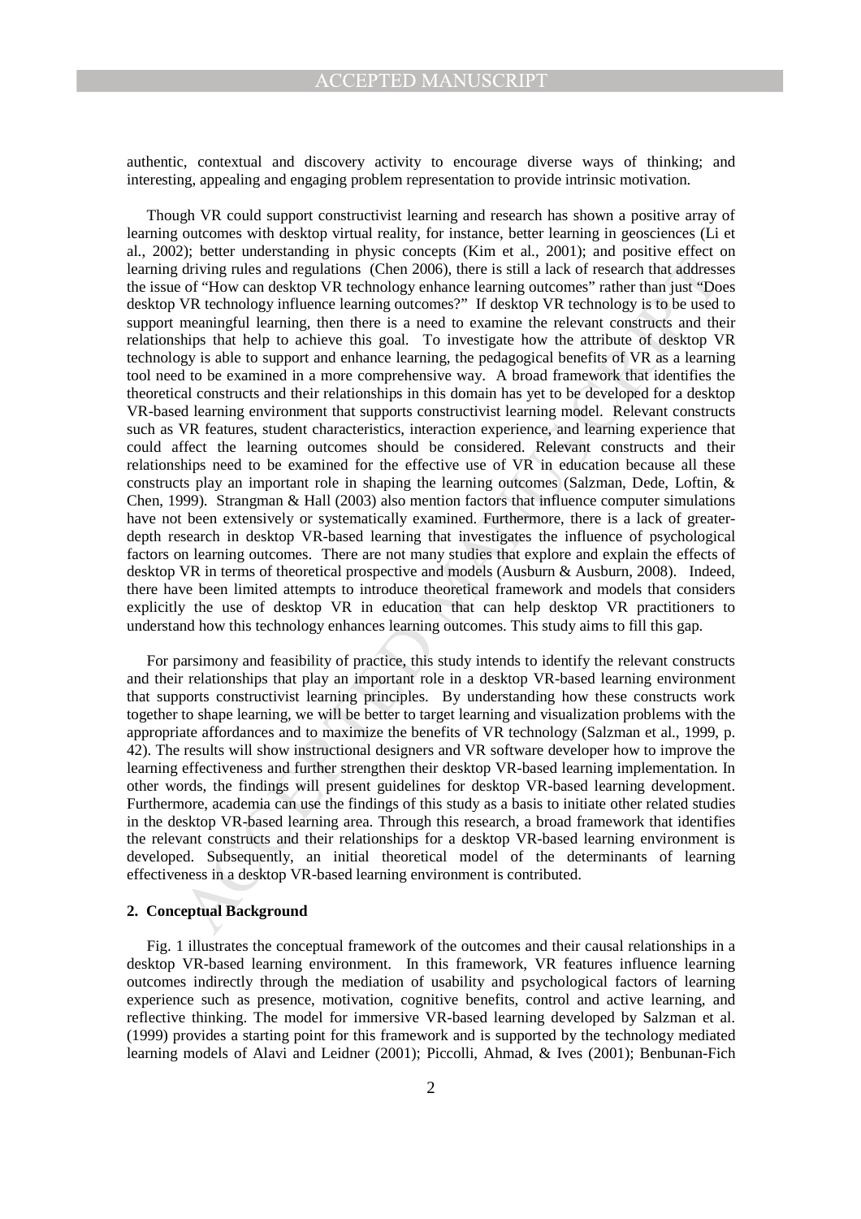authentic, contextual and discovery activity to encourage diverse ways of thinking; and interesting, appealing and engaging problem representation to provide intrinsic motivation.

Though VR could support constructivist learning and research has shown a positive array of learning outcomes with desktop virtual reality, for instance, better learning in geosciences (Li et al., 2002); better understanding in physic concepts (Kim et al., 2001); and positive effect on learning driving rules and regulations (Chen 2006), there is still a lack of research that addresses the issue of "How can desktop VR technology enhance learning outcomes" rather than just "Does desktop VR technology influence learning outcomes?" If desktop VR technology is to be used to support meaningful learning, then there is a need to examine the relevant constructs and their relationships that help to achieve this goal. To investigate how the attribute of desktop VR technology is able to support and enhance learning, the pedagogical benefits of VR as a learning tool need to be examined in a more comprehensive way. A broad framework that identifies the theoretical constructs and their relationships in this domain has yet to be developed for a desktop VR-based learning environment that supports constructivist learning model. Relevant constructs such as VR features, student characteristics, interaction experience, and learning experience that could affect the learning outcomes should be considered. Relevant constructs and their relationships need to be examined for the effective use of VR in education because all these constructs play an important role in shaping the learning outcomes (Salzman, Dede, Loftin, & Chen, 1999). Strangman & Hall (2003) also mention factors that influence computer simulations have not been extensively or systematically examined. Furthermore, there is a lack of greater-depth research in desktop VR-based learning that investigates the influence of psychological factors on learning outcomes. There are not many studies that explore and explain the effects of desktop VR in terms of theoretical prospective and models (Ausburn & Ausburn, 2008). Indeed, there have been limited attempts to introduce theoretical framework and models that considers explicitly the use of desktop VR in education that can help desktop VR practitioners to understand how this technology enhances learning outcomes. This study aims to fill this gap.

For parsimony and feasibility of practice, this study intends to identify the relevant constructs and their relationships that play an important role in a desktop VR-based learning environment that supports constructivist learning principles. By understanding how these constructs work together to shape learning, we will be better to target learning and visualization problems with the appropriate affordances and to maximize the benefits of VR technology (Salzman et al., 1999, p. 42). The results will show instructional designers and VR software developer how to improve the learning effectiveness and further strengthen their desktop VR-based learning implementation. In other words, the findings will present guidelines for desktop VR-based learning development. Furthermore, academia can use the findings of this study as a basis to initiate other related studies in the desktop VR-based learning area. Through this research, a broad framework that identifies the relevant constructs and their relationships for a desktop VR-based learning environment is developed. Subsequently, an initial theoretical model of the determinants of learning effectiveness in a desktop VR-based learning environment is contributed.

## 2. Conceptual Background

Fig. 1 illustrates the conceptual framework of the outcomes and their causal relationships in a desktop VR-based learning environment. In this framework, VR features influence learning outcomes indirectly through the mediation of usability and psychological factors of learning experience such as presence, motivation, cognitive benefits, control and active learning, and reflective thinking. The model for immersive VR-based learning developed by Salzman et al. (1999) provides a starting point for this framework and is supported by the technology mediated learning models of Alavi and Leidner (2001); Piccolli, Ahmad, & Ives (2001); Benbunan-Fich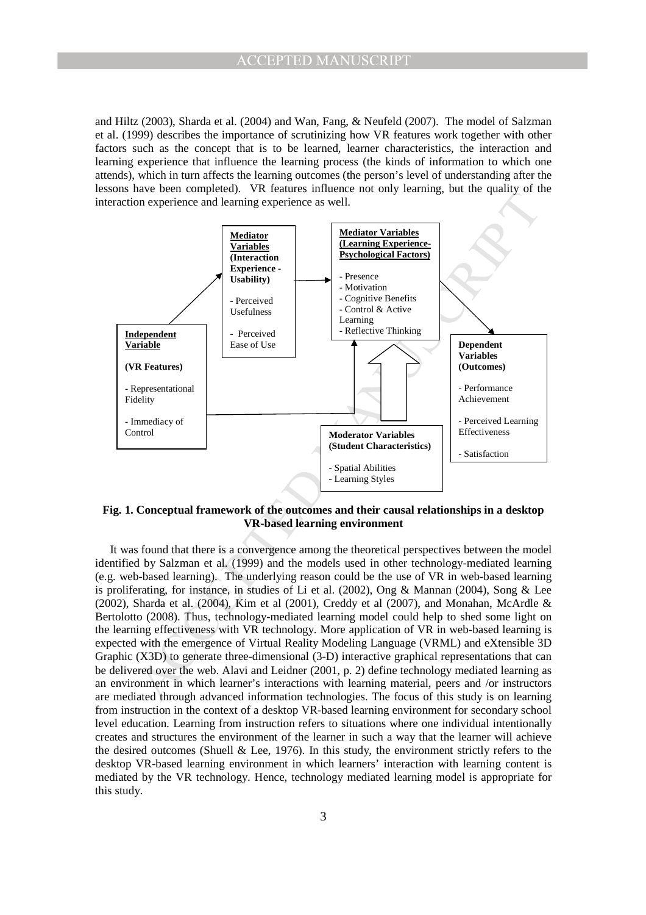and Hiltz (2003), Sharda et al. (2004) and Wan, Fang, & Neufeld (2007). The model of Salzman et al. (1999) describes the importance of scrutinizing how VR features work together with other factors such as the concept that is to be learned, learner characteristics, the interaction and learning experience that influence the learning process (the kinds of information to which one attends), which in turn affects the learning outcomes (the person's level of understanding after the lessons have been completed). VR features influence not only learning, but the quality of the interaction experience and learning experience as well.

**Independent Variable (VR Features)**
- Representational Fidelity
- Immediacy of Control

**Mediator Variables (Interaction Experience - Usability)**
- Perceived Usefulness
- Perceived Ease of Use

**Mediator Variables (Learning Experience-Psychological Factors)**
- Presence
- Motivation
- Cognitive Benefits
- Control & Active Learning
- Reflective Thinking

**Moderator Variables (Student Characteristics)**
- Spatial Abilities
- Learning Styles

**Dependent Variables (Outcomes)**
- Performance Achievement
- Perceived Learning Effectiveness
- Satisfaction

**Fig. 1. Conceptual framework of the outcomes and their causal relationships in a desktop VR-based learning environment**

It was found that there is a convergence among the theoretical perspectives between the model identified by Salzman et al. (1999) and the models used in other technology-mediated learning (e.g. web-based learning). The underlying reason could be the use of VR in web-based learning is proliferating, for instance, in studies of Li et al. (2002), Ong & Mannan (2004), Song & Lee (2002), Sharda et al. (2004), Kim et al (2001), Creddy et al (2007), and Monahan, McArdle & Bertolotto (2008). Thus, technology-mediated learning model could help to shed some light on the learning effectiveness with VR technology. More application of VR in web-based learning is expected with the emergence of Virtual Reality Modeling Language (VRML) and eXtensible 3D Graphic (X3D) to generate three-dimensional (3-D) interactive graphical representations that can be delivered over the web. Alavi and Leidner (2001, p. 2) define technology mediated learning as an environment in which learner's interactions with learning material, peers and /or instructors are mediated through advanced information technologies. The focus of this study is on learning from instruction in the context of a desktop VR-based learning environment for secondary school level education. Learning from instruction refers to situations where one individual intentionally creates and structures the environment of the learner in such a way that the learner will achieve the desired outcomes (Shuell & Lee, 1976). In this study, the environment strictly refers to the desktop VR-based learning environment in which learners' interaction with learning content is mediated by the VR technology. Hence, technology mediated learning model is appropriate for this study.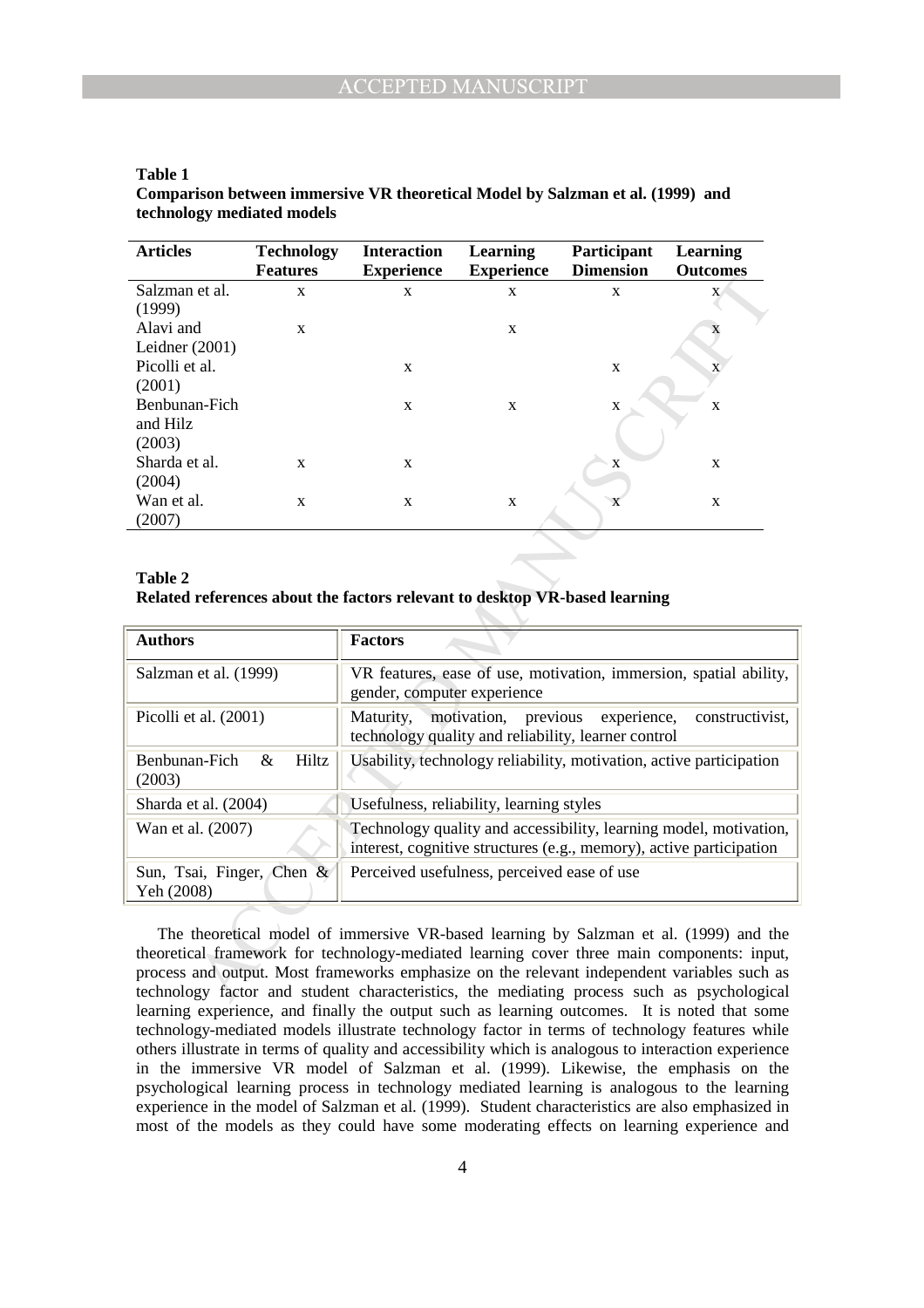**Table 1**
**Comparison between immersive VR theoretical Model by Salzman et al. (1999) and technology mediated models**

| Articles | Technology Features | Interaction Experience | Learning Experience | Participant Dimension | Learning Outcomes |
|---|---|---|---|---|---|
| Salzman et al. (1999) | x | x | x | x | x |
| Alavi and Leidner (2001) | x | | x | | x |
| Picolli et al. (2001) | | x | | x | x |
| Benbunan-Fich and Hilz (2003) | | x | x | x | x |
| Sharda et al. (2004) | x | x | | x | x |
| Wan et al. (2007) | x | x | x | x | x |

**Table 2**
**Related references about the factors relevant to desktop VR-based learning**

| Authors | Factors |
|---|---|
| Salzman et al. (1999) | VR features, ease of use, motivation, immersion, spatial ability, gender, computer experience |
| Picolli et al. (2001) | Maturity, motivation, previous experience, constructivist, technology quality and reliability, learner control |
| Benbunan-Fich & Hiltz (2003) | Usability, technology reliability, motivation, active participation |
| Sharda et al. (2004) | Usefulness, reliability, learning styles |
| Wan et al. (2007) | Technology quality and accessibility, learning model, motivation, interest, cognitive structures (e.g., memory), active participation |
| Sun, Tsai, Finger, Chen & Yeh (2008) | Perceived usefulness, perceived ease of use |

The theoretical model of immersive VR-based learning by Salzman et al. (1999) and the theoretical framework for technology-mediated learning cover three main components: input, process and output. Most frameworks emphasize on the relevant independent variables such as technology factor and student characteristics, the mediating process such as psychological learning experience, and finally the output such as learning outcomes. It is noted that some technology-mediated models illustrate technology factor in terms of technology features while others illustrate in terms of quality and accessibility which is analogous to interaction experience in the immersive VR model of Salzman et al. (1999). Likewise, the emphasis on the psychological learning process in technology mediated learning is analogous to the learning experience in the model of Salzman et al. (1999). Student characteristics are also emphasized in most of the models as they could have some moderating effects on learning experience and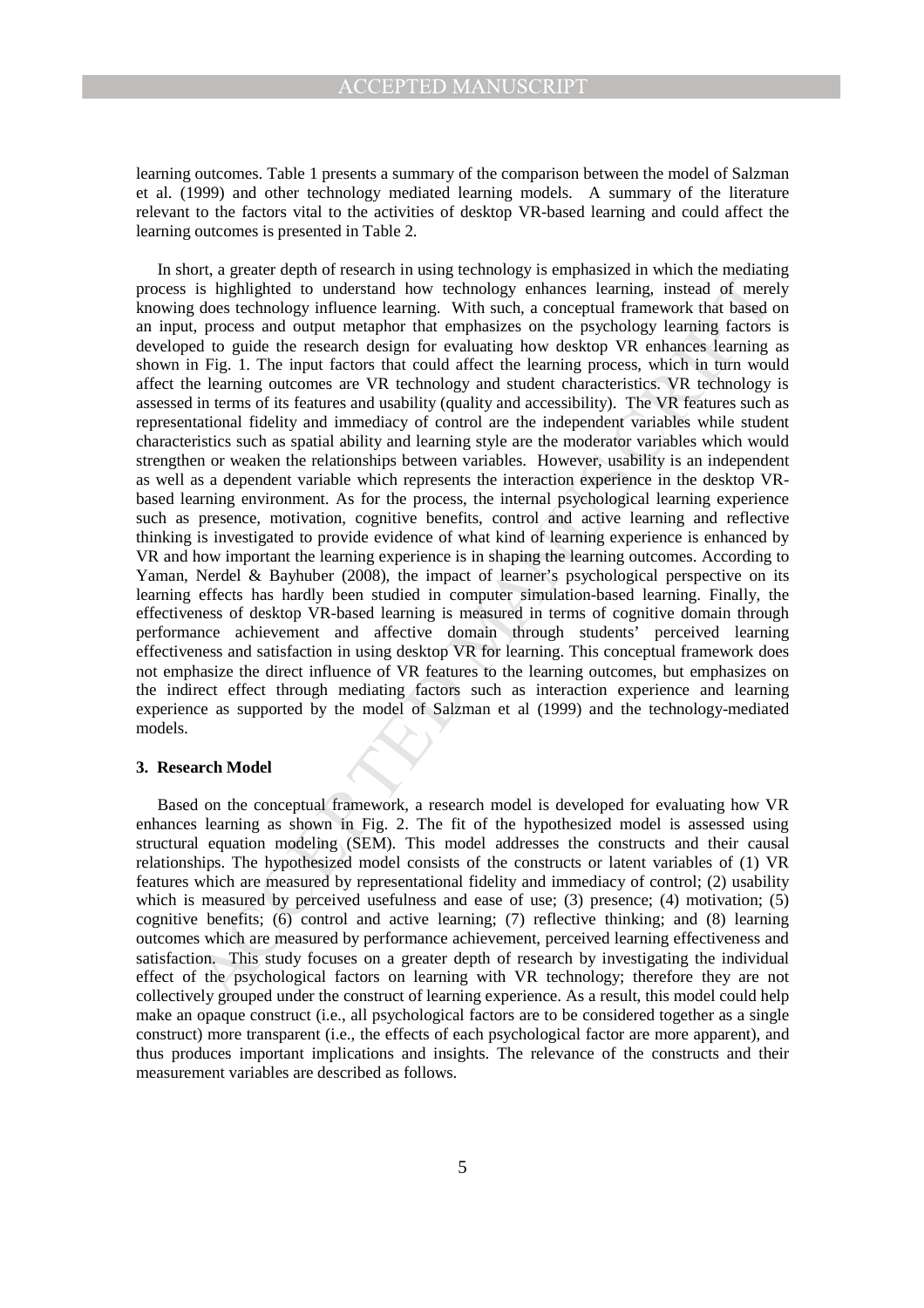learning outcomes. Table 1 presents a summary of the comparison between the model of Salzman et al. (1999) and other technology mediated learning models. A summary of the literature relevant to the factors vital to the activities of desktop VR-based learning and could affect the learning outcomes is presented in Table 2.

In short, a greater depth of research in using technology is emphasized in which the mediating process is highlighted to understand how technology enhances learning, instead of merely knowing does technology influence learning. With such, a conceptual framework that based on an input, process and output metaphor that emphasizes on the psychology learning factors is developed to guide the research design for evaluating how desktop VR enhances learning as shown in Fig. 1. The input factors that could affect the learning process, which in turn would affect the learning outcomes are VR technology and student characteristics. VR technology is assessed in terms of its features and usability (quality and accessibility). The VR features such as representational fidelity and immediacy of control are the independent variables while student characteristics such as spatial ability and learning style are the moderator variables which would strengthen or weaken the relationships between variables. However, usability is an independent as well as a dependent variable which represents the interaction experience in the desktop VR-based learning environment. As for the process, the internal psychological learning experience such as presence, motivation, cognitive benefits, control and active learning and reflective thinking is investigated to provide evidence of what kind of learning experience is enhanced by VR and how important the learning experience is in shaping the learning outcomes. According to Yaman, Nerdel & Bayhuber (2008), the impact of learner's psychological perspective on its learning effects has hardly been studied in computer simulation-based learning. Finally, the effectiveness of desktop VR-based learning is measured in terms of cognitive domain through performance achievement and affective domain through students' perceived learning effectiveness and satisfaction in using desktop VR for learning. This conceptual framework does not emphasize the direct influence of VR features to the learning outcomes, but emphasizes on the indirect effect through mediating factors such as interaction experience and learning experience as supported by the model of Salzman et al (1999) and the technology-mediated models.

### 3. Research Model

Based on the conceptual framework, a research model is developed for evaluating how VR enhances learning as shown in Fig. 2. The fit of the hypothesized model is assessed using structural equation modeling (SEM). This model addresses the constructs and their causal relationships. The hypothesized model consists of the constructs or latent variables of (1) VR features which are measured by representational fidelity and immediacy of control; (2) usability which is measured by perceived usefulness and ease of use; (3) presence; (4) motivation; (5) cognitive benefits; (6) control and active learning; (7) reflective thinking; and (8) learning outcomes which are measured by performance achievement, perceived learning effectiveness and satisfaction. This study focuses on a greater depth of research by investigating the individual effect of the psychological factors on learning with VR technology; therefore they are not collectively grouped under the construct of learning experience. As a result, this model could help make an opaque construct (i.e., all psychological factors are to be considered together as a single construct) more transparent (i.e., the effects of each psychological factor are more apparent), and thus produces important implications and insights. The relevance of the constructs and their measurement variables are described as follows.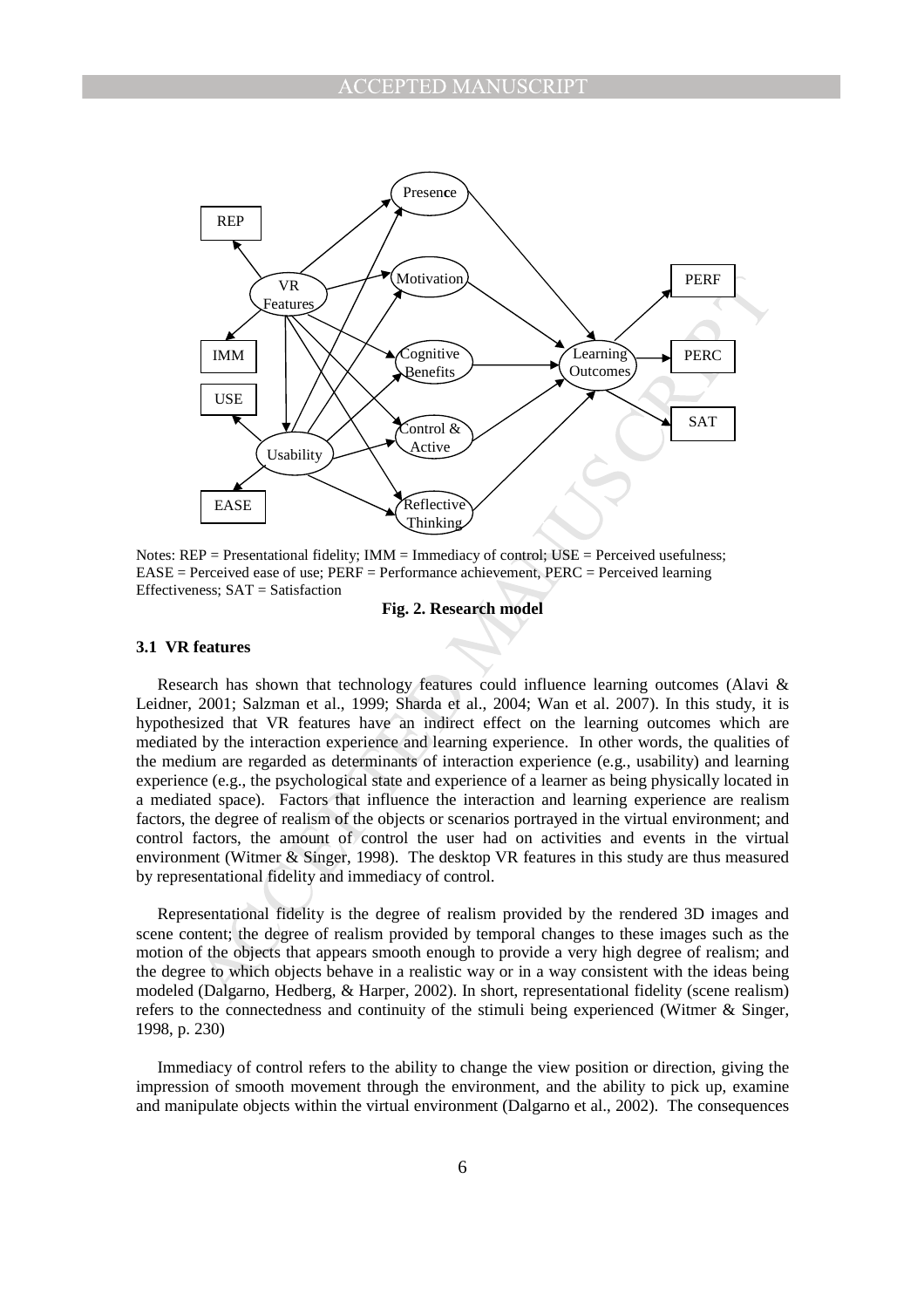Notes: REP = Presentational fidelity; IMM = Immediacy of control; USE = Perceived usefulness; EASE = Perceived ease of use; PERF = Performance achievement, PERC = Perceived learning Effectiveness; SAT = Satisfaction

**Fig. 2. Research model**

### 3.1 VR features

Research has shown that technology features could influence learning outcomes (Alavi & Leidner, 2001; Salzman et al., 1999; Sharda et al., 2004; Wan et al. 2007). In this study, it is hypothesized that VR features have an indirect effect on the learning outcomes which are mediated by the interaction experience and learning experience. In other words, the qualities of the medium are regarded as determinants of interaction experience (e.g., usability) and learning experience (e.g., the psychological state and experience of a learner as being physically located in a mediated space). Factors that influence the interaction and learning experience are realism factors, the degree of realism of the objects or scenarios portrayed in the virtual environment; and control factors, the amount of control the user had on activities and events in the virtual environment (Witmer & Singer, 1998). The desktop VR features in this study are thus measured by representational fidelity and immediacy of control.

Representational fidelity is the degree of realism provided by the rendered 3D images and scene content; the degree of realism provided by temporal changes to these images such as the motion of the objects that appears smooth enough to provide a very high degree of realism; and the degree to which objects behave in a realistic way or in a way consistent with the ideas being modeled (Dalgarno, Hedberg, & Harper, 2002). In short, representational fidelity (scene realism) refers to the connectedness and continuity of the stimuli being experienced (Witmer & Singer, 1998, p. 230)

Immediacy of control refers to the ability to change the view position or direction, giving the impression of smooth movement through the environment, and the ability to pick up, examine and manipulate objects within the virtual environment (Dalgarno et al., 2002). The consequences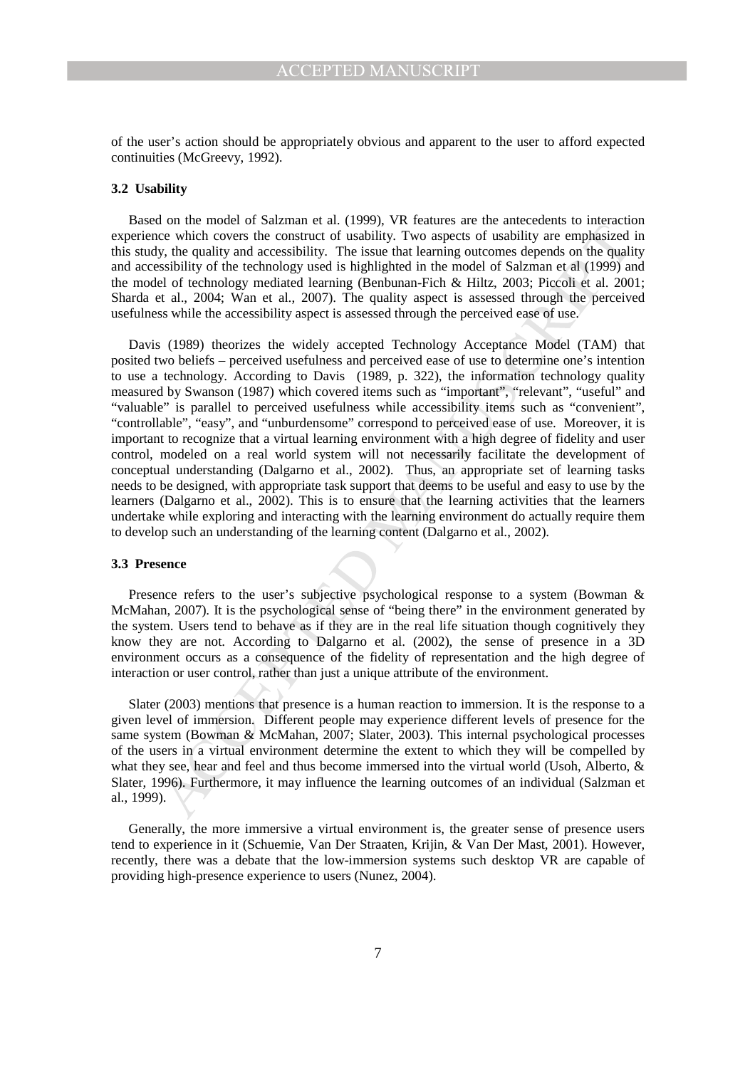of the user's action should be appropriately obvious and apparent to the user to afford expected continuities (McGreevy, 1992).

### 3.2 Usability

Based on the model of Salzman et al. (1999), VR features are the antecedents to interaction experience which covers the construct of usability. Two aspects of usability are emphasized in this study, the quality and accessibility. The issue that learning outcomes depends on the quality and accessibility of the technology used is highlighted in the model of Salzman et al (1999) and the model of technology mediated learning (Benbunan-Fich & Hiltz, 2003; Piccoli et al. 2001; Sharda et al., 2004; Wan et al., 2007). The quality aspect is assessed through the perceived usefulness while the accessibility aspect is assessed through the perceived ease of use.

Davis (1989) theorizes the widely accepted Technology Acceptance Model (TAM) that posited two beliefs – perceived usefulness and perceived ease of use to determine one's intention to use a technology. According to Davis (1989, p. 322), the information technology quality measured by Swanson (1987) which covered items such as "important", "relevant", "useful" and "valuable" is parallel to perceived usefulness while accessibility items such as "convenient", "controllable", "easy", and "unburdensome" correspond to perceived ease of use. Moreover, it is important to recognize that a virtual learning environment with a high degree of fidelity and user control, modeled on a real world system will not necessarily facilitate the development of conceptual understanding (Dalgarno et al., 2002). Thus, an appropriate set of learning tasks needs to be designed, with appropriate task support that deems to be useful and easy to use by the learners (Dalgarno et al., 2002). This is to ensure that the learning activities that the learners undertake while exploring and interacting with the learning environment do actually require them to develop such an understanding of the learning content (Dalgarno et al., 2002).

### 3.3 Presence

Presence refers to the user's subjective psychological response to a system (Bowman & McMahan, 2007). It is the psychological sense of "being there" in the environment generated by the system. Users tend to behave as if they are in the real life situation though cognitively they know they are not. According to Dalgarno et al. (2002), the sense of presence in a 3D environment occurs as a consequence of the fidelity of representation and the high degree of interaction or user control, rather than just a unique attribute of the environment.

Slater (2003) mentions that presence is a human reaction to immersion. It is the response to a given level of immersion. Different people may experience different levels of presence for the same system (Bowman & McMahan, 2007; Slater, 2003). This internal psychological processes of the users in a virtual environment determine the extent to which they will be compelled by what they see, hear and feel and thus become immersed into the virtual world (Usoh, Alberto, & Slater, 1996). Furthermore, it may influence the learning outcomes of an individual (Salzman et al., 1999).

Generally, the more immersive a virtual environment is, the greater sense of presence users tend to experience in it (Schuemie, Van Der Straaten, Krijin, & Van Der Mast, 2001). However, recently, there was a debate that the low-immersion systems such desktop VR are capable of providing high-presence experience to users (Nunez, 2004).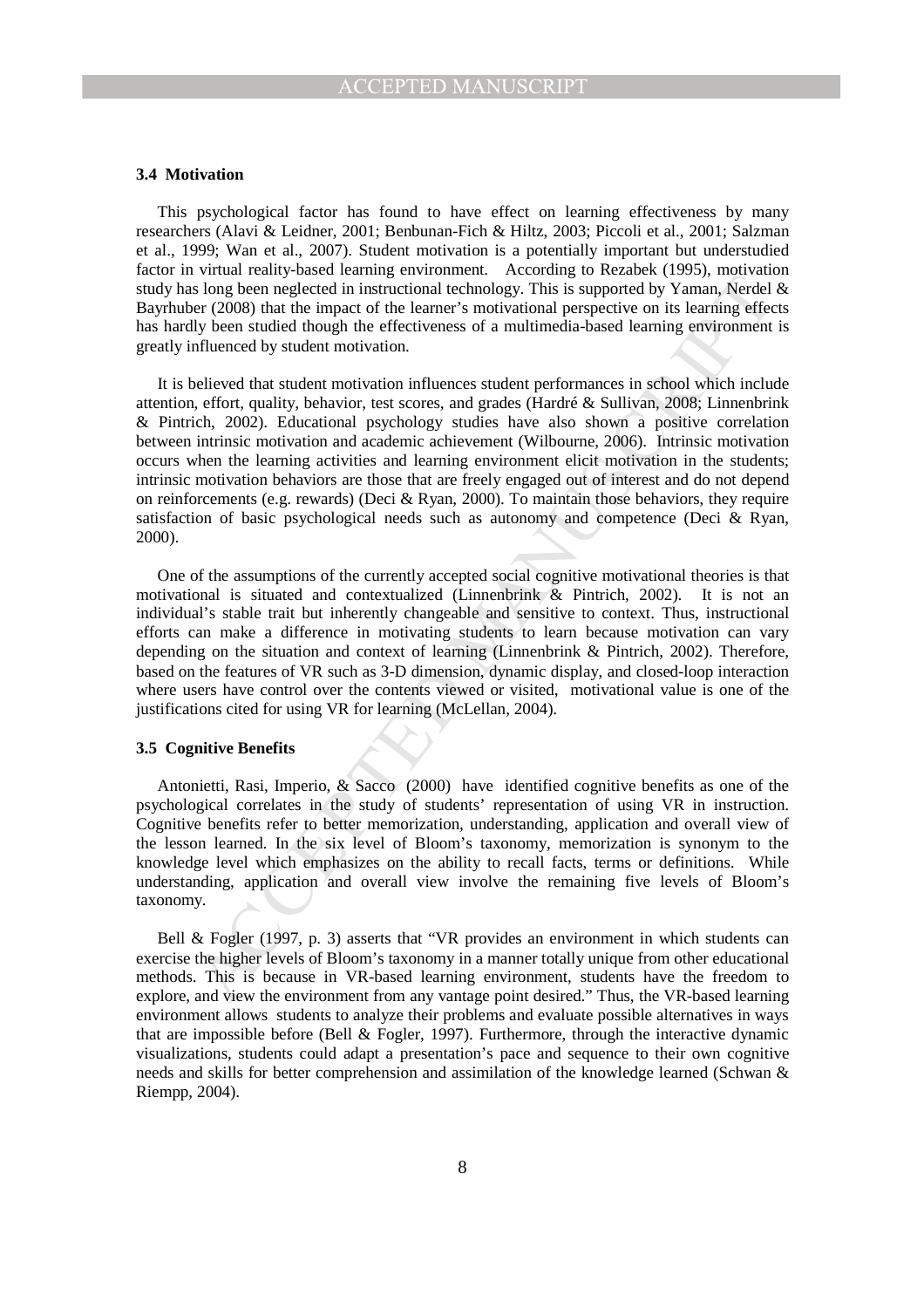### 3.4 Motivation

This psychological factor has found to have effect on learning effectiveness by many researchers (Alavi & Leidner, 2001; Benbunan-Fich & Hiltz, 2003; Piccoli et al., 2001; Salzman et al., 1999; Wan et al., 2007). Student motivation is a potentially important but understudied factor in virtual reality-based learning environment. According to Rezabek (1995), motivation study has long been neglected in instructional technology. This is supported by Yaman, Nerdel & Bayrhuber (2008) that the impact of the learner's motivational perspective on its learning effects has hardly been studied though the effectiveness of a multimedia-based learning environment is greatly influenced by student motivation.

It is believed that student motivation influences student performances in school which include attention, effort, quality, behavior, test scores, and grades (Hardré & Sullivan, 2008; Linnenbrink & Pintrich, 2002). Educational psychology studies have also shown a positive correlation between intrinsic motivation and academic achievement (Wilbourne, 2006). Intrinsic motivation occurs when the learning activities and learning environment elicit motivation in the students; intrinsic motivation behaviors are those that are freely engaged out of interest and do not depend on reinforcements (e.g. rewards) (Deci & Ryan, 2000). To maintain those behaviors, they require satisfaction of basic psychological needs such as autonomy and competence (Deci & Ryan, 2000).

One of the assumptions of the currently accepted social cognitive motivational theories is that motivational is situated and contextualized (Linnenbrink & Pintrich, 2002). It is not an individual's stable trait but inherently changeable and sensitive to context. Thus, instructional efforts can make a difference in motivating students to learn because motivation can vary depending on the situation and context of learning (Linnenbrink & Pintrich, 2002). Therefore, based on the features of VR such as 3-D dimension, dynamic display, and closed-loop interaction where users have control over the contents viewed or visited, motivational value is one of the justifications cited for using VR for learning (McLellan, 2004).

### 3.5 Cognitive Benefits

Antonietti, Rasi, Imperio, & Sacco (2000) have identified cognitive benefits as one of the psychological correlates in the study of students' representation of using VR in instruction. Cognitive benefits refer to better memorization, understanding, application and overall view of the lesson learned. In the six level of Bloom's taxonomy, memorization is synonym to the knowledge level which emphasizes on the ability to recall facts, terms or definitions. While understanding, application and overall view involve the remaining five levels of Bloom's taxonomy.

Bell & Fogler (1997, p. 3) asserts that "VR provides an environment in which students can exercise the higher levels of Bloom's taxonomy in a manner totally unique from other educational methods. This is because in VR-based learning environment, students have the freedom to explore, and view the environment from any vantage point desired." Thus, the VR-based learning environment allows students to analyze their problems and evaluate possible alternatives in ways that are impossible before (Bell & Fogler, 1997). Furthermore, through the interactive dynamic visualizations, students could adapt a presentation's pace and sequence to their own cognitive needs and skills for better comprehension and assimilation of the knowledge learned (Schwan & Riempp, 2004).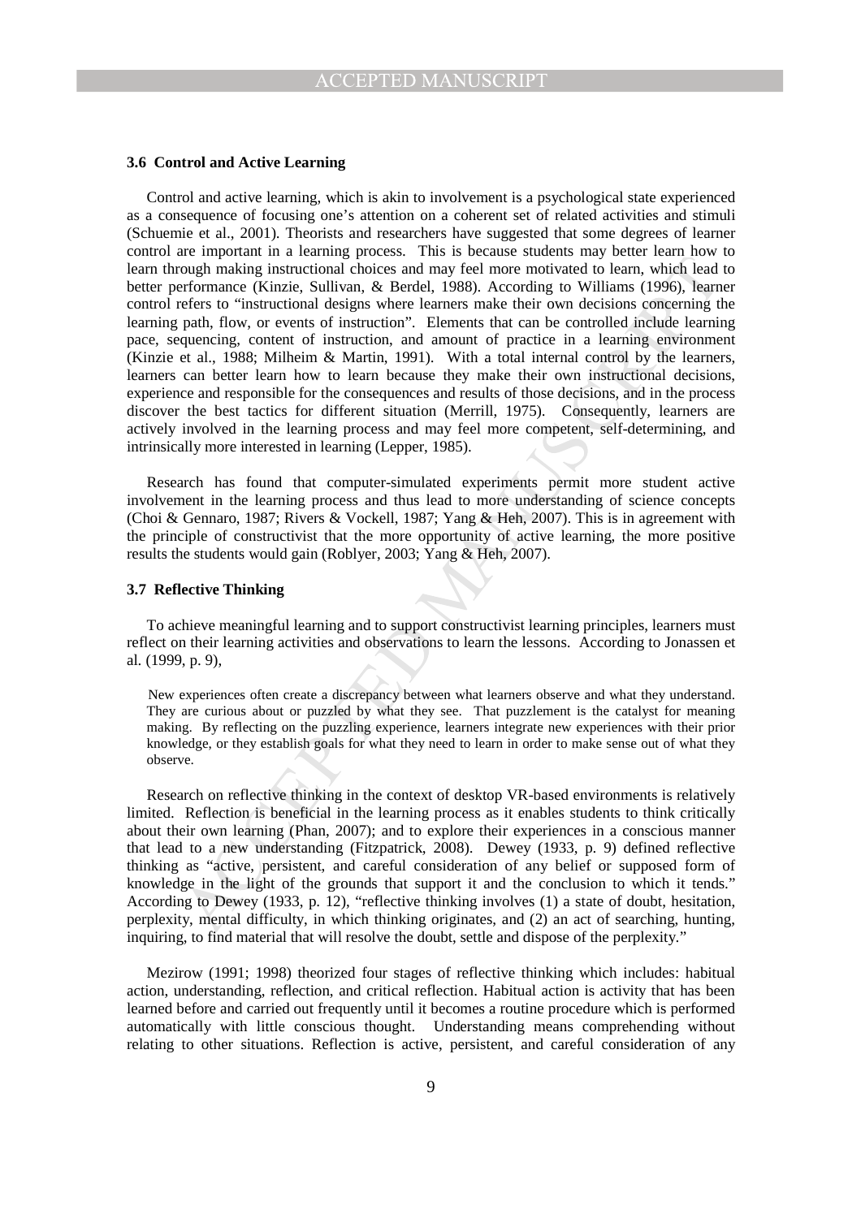### 3.6 Control and Active Learning

Control and active learning, which is akin to involvement is a psychological state experienced as a consequence of focusing one's attention on a coherent set of related activities and stimuli (Schuemie et al., 2001). Theorists and researchers have suggested that some degrees of learner control are important in a learning process. This is because students may better learn how to learn through making instructional choices and may feel more motivated to learn, which lead to better performance (Kinzie, Sullivan, & Berdel, 1988). According to Williams (1996), learner control refers to "instructional designs where learners make their own decisions concerning the learning path, flow, or events of instruction". Elements that can be controlled include learning pace, sequencing, content of instruction, and amount of practice in a learning environment (Kinzie et al., 1988; Milheim & Martin, 1991). With a total internal control by the learners, learners can better learn how to learn because they make their own instructional decisions, experience and responsible for the consequences and results of those decisions, and in the process discover the best tactics for different situation (Merrill, 1975). Consequently, learners are actively involved in the learning process and may feel more competent, self-determining, and intrinsically more interested in learning (Lepper, 1985).

Research has found that computer-simulated experiments permit more student active involvement in the learning process and thus lead to more understanding of science concepts (Choi & Gennaro, 1987; Rivers & Vockell, 1987; Yang & Heh, 2007). This is in agreement with the principle of constructivist that the more opportunity of active learning, the more positive results the students would gain (Roblyer, 2003; Yang & Heh, 2007).

### 3.7 Reflective Thinking

To achieve meaningful learning and to support constructivist learning principles, learners must reflect on their learning activities and observations to learn the lessons. According to Jonassen et al. (1999, p. 9),

> New experiences often create a discrepancy between what learners observe and what they understand. They are curious about or puzzled by what they see. That puzzlement is the catalyst for meaning making. By reflecting on the puzzling experience, learners integrate new experiences with their prior knowledge, or they establish goals for what they need to learn in order to make sense out of what they observe.

Research on reflective thinking in the context of desktop VR-based environments is relatively limited. Reflection is beneficial in the learning process as it enables students to think critically about their own learning (Phan, 2007); and to explore their experiences in a conscious manner that lead to a new understanding (Fitzpatrick, 2008). Dewey (1933, p. 9) defined reflective thinking as "active, persistent, and careful consideration of any belief or supposed form of knowledge in the light of the grounds that support it and the conclusion to which it tends." According to Dewey (1933, p. 12), "reflective thinking involves (1) a state of doubt, hesitation, perplexity, mental difficulty, in which thinking originates, and (2) an act of searching, hunting, inquiring, to find material that will resolve the doubt, settle and dispose of the perplexity."

Mezirow (1991; 1998) theorized four stages of reflective thinking which includes: habitual action, understanding, reflection, and critical reflection. Habitual action is activity that has been learned before and carried out frequently until it becomes a routine procedure which is performed automatically with little conscious thought. Understanding means comprehending without relating to other situations. Reflection is active, persistent, and careful consideration of any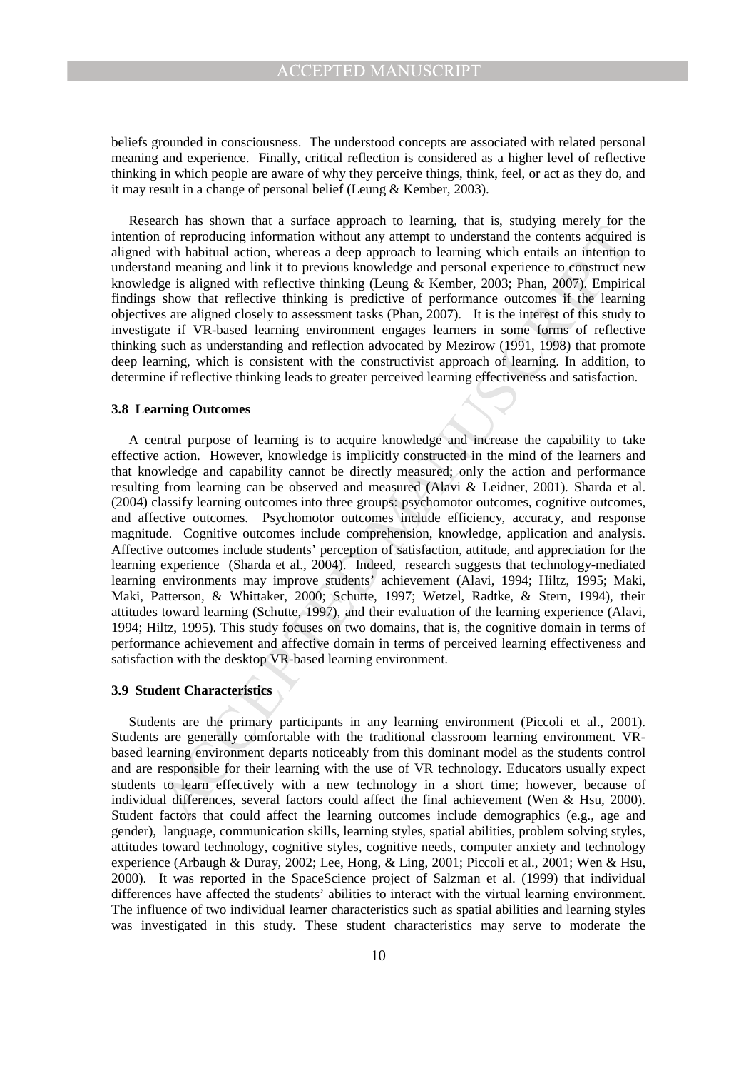beliefs grounded in consciousness. The understood concepts are associated with related personal meaning and experience. Finally, critical reflection is considered as a higher level of reflective thinking in which people are aware of why they perceive things, think, feel, or act as they do, and it may result in a change of personal belief (Leung & Kember, 2003).

Research has shown that a surface approach to learning, that is, studying merely for the intention of reproducing information without any attempt to understand the contents acquired is aligned with habitual action, whereas a deep approach to learning which entails an intention to understand meaning and link it to previous knowledge and personal experience to construct new knowledge is aligned with reflective thinking (Leung & Kember, 2003; Phan, 2007). Empirical findings show that reflective thinking is predictive of performance outcomes if the learning objectives are aligned closely to assessment tasks (Phan, 2007). It is the interest of this study to investigate if VR-based learning environment engages learners in some forms of reflective thinking such as understanding and reflection advocated by Mezirow (1991, 1998) that promote deep learning, which is consistent with the constructivist approach of learning. In addition, to determine if reflective thinking leads to greater perceived learning effectiveness and satisfaction.

### 3.8 Learning Outcomes

A central purpose of learning is to acquire knowledge and increase the capability to take effective action. However, knowledge is implicitly constructed in the mind of the learners and that knowledge and capability cannot be directly measured; only the action and performance resulting from learning can be observed and measured (Alavi & Leidner, 2001). Sharda et al. (2004) classify learning outcomes into three groups: psychomotor outcomes, cognitive outcomes, and affective outcomes. Psychomotor outcomes include efficiency, accuracy, and response magnitude. Cognitive outcomes include comprehension, knowledge, application and analysis. Affective outcomes include students' perception of satisfaction, attitude, and appreciation for the learning experience (Sharda et al., 2004). Indeed, research suggests that technology-mediated learning environments may improve students' achievement (Alavi, 1994; Hiltz, 1995; Maki, Maki, Patterson, & Whittaker, 2000; Schutte, 1997; Wetzel, Radtke, & Stern, 1994), their attitudes toward learning (Schutte, 1997), and their evaluation of the learning experience (Alavi, 1994; Hiltz, 1995). This study focuses on two domains, that is, the cognitive domain in terms of performance achievement and affective domain in terms of perceived learning effectiveness and satisfaction with the desktop VR-based learning environment.

### 3.9 Student Characteristics

Students are the primary participants in any learning environment (Piccoli et al., 2001). Students are generally comfortable with the traditional classroom learning environment. VR-based learning environment departs noticeably from this dominant model as the students control and are responsible for their learning with the use of VR technology. Educators usually expect students to learn effectively with a new technology in a short time; however, because of individual differences, several factors could affect the final achievement (Wen & Hsu, 2000). Student factors that could affect the learning outcomes include demographics (e.g., age and gender), language, communication skills, learning styles, spatial abilities, problem solving styles, attitudes toward technology, cognitive styles, cognitive needs, computer anxiety and technology experience (Arbaugh & Duray, 2002; Lee, Hong, & Ling, 2001; Piccoli et al., 2001; Wen & Hsu, 2000). It was reported in the SpaceScience project of Salzman et al. (1999) that individual differences have affected the students' abilities to interact with the virtual learning environment. The influence of two individual learner characteristics such as spatial abilities and learning styles was investigated in this study. These student characteristics may serve to moderate the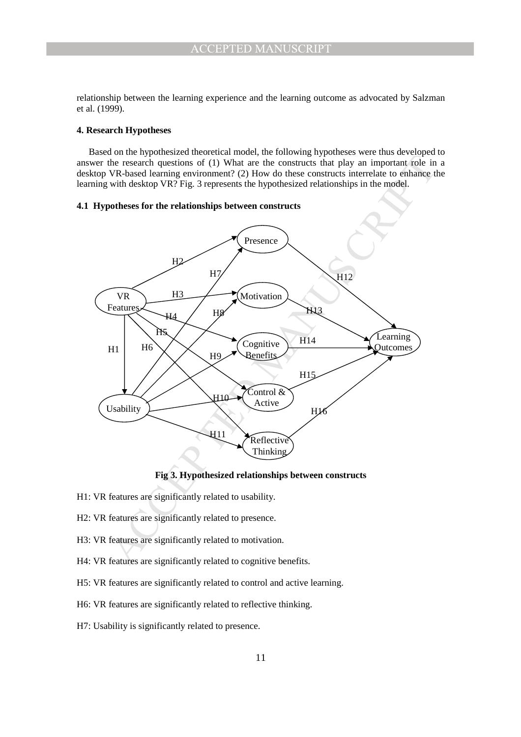relationship between the learning experience and the learning outcome as advocated by Salzman et al. (1999).

### 4. Research Hypotheses

Based on the hypothesized theoretical model, the following hypotheses were thus developed to answer the research questions of (1) What are the constructs that play an important role in a desktop VR-based learning environment? (2) How do these constructs interrelate to enhance the learning with desktop VR? Fig. 3 represents the hypothesized relationships in the model.

#### 4.1 Hypotheses for the relationships between constructs

**Fig 3. Hypothesized relationships between constructs**

H1: VR features are significantly related to usability.

H2: VR features are significantly related to presence.

H3: VR features are significantly related to motivation.

H4: VR features are significantly related to cognitive benefits.

H5: VR features are significantly related to control and active learning.

H6: VR features are significantly related to reflective thinking.

H7: Usability is significantly related to presence.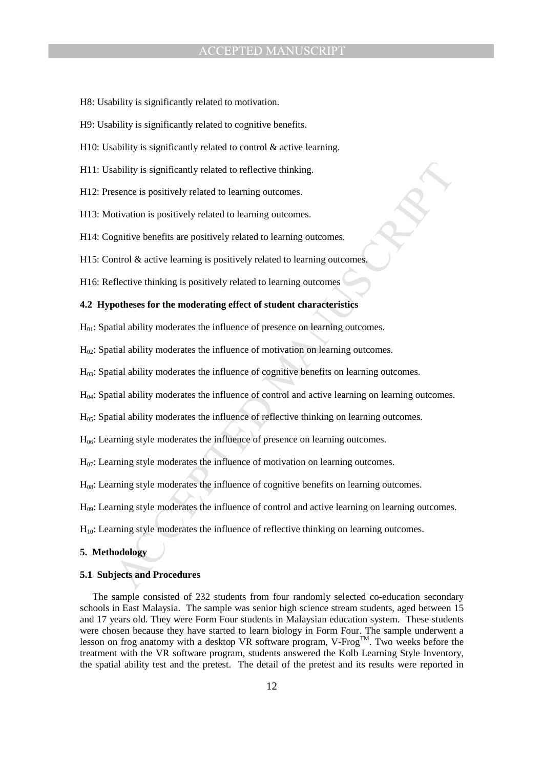H8: Usability is significantly related to motivation.

H9: Usability is significantly related to cognitive benefits.

H10: Usability is significantly related to control & active learning.

H11: Usability is significantly related to reflective thinking.

H12: Presence is positively related to learning outcomes.

H13: Motivation is positively related to learning outcomes.

H14: Cognitive benefits are positively related to learning outcomes.

H15: Control & active learning is positively related to learning outcomes.

H16: Reflective thinking is positively related to learning outcomes

### 4.2 Hypotheses for the moderating effect of student characteristics

$H_{01}$: Spatial ability moderates the influence of presence on learning outcomes.

$H_{02}$: Spatial ability moderates the influence of motivation on learning outcomes.

$H_{03}$: Spatial ability moderates the influence of cognitive benefits on learning outcomes.

$H_{04}$: Spatial ability moderates the influence of control and active learning on learning outcomes.

$H_{05}$: Spatial ability moderates the influence of reflective thinking on learning outcomes.

$H_{06}$: Learning style moderates the influence of presence on learning outcomes.

$H_{07}$: Learning style moderates the influence of motivation on learning outcomes.

$H_{08}$: Learning style moderates the influence of cognitive benefits on learning outcomes.

$H_{09}$: Learning style moderates the influence of control and active learning on learning outcomes.

$H_{10}$: Learning style moderates the influence of reflective thinking on learning outcomes.

## 5. Methodology

### 5.1 Subjects and Procedures

The sample consisted of 232 students from four randomly selected co-education secondary schools in East Malaysia. The sample was senior high science stream students, aged between 15 and 17 years old. They were Form Four students in Malaysian education system. These students were chosen because they have started to learn biology in Form Four. The sample underwent a lesson on frog anatomy with a desktop VR software program, V-Frog™. Two weeks before the treatment with the VR software program, students answered the Kolb Learning Style Inventory, the spatial ability test and the pretest. The detail of the pretest and its results were reported in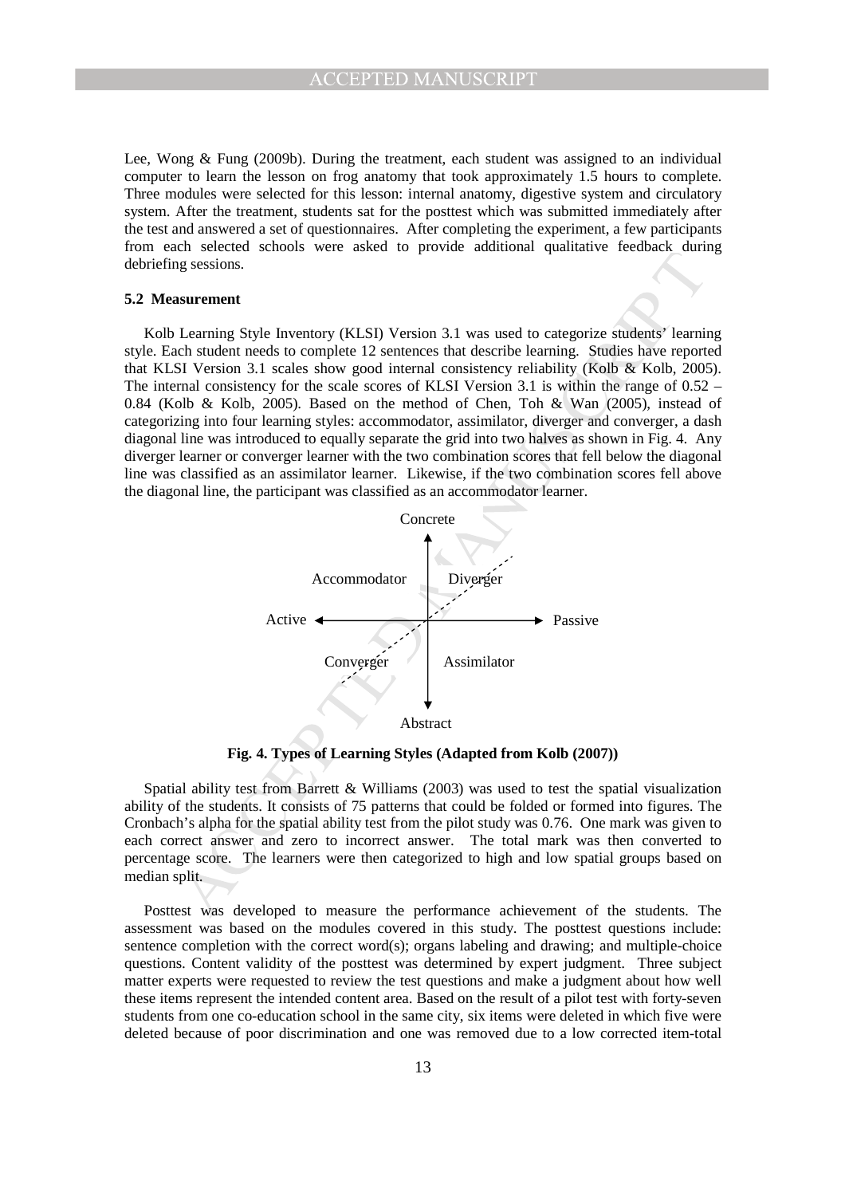Lee, Wong & Fung (2009b). During the treatment, each student was assigned to an individual computer to learn the lesson on frog anatomy that took approximately 1.5 hours to complete. Three modules were selected for this lesson: internal anatomy, digestive system and circulatory system. After the treatment, students sat for the posttest which was submitted immediately after the test and answered a set of questionnaires. After completing the experiment, a few participants from each selected schools were asked to provide additional qualitative feedback during debriefing sessions.

### 5.2 Measurement

Kolb Learning Style Inventory (KLSI) Version 3.1 was used to categorize students' learning style. Each student needs to complete 12 sentences that describe learning. Studies have reported that KLSI Version 3.1 scales show good internal consistency reliability (Kolb & Kolb, 2005). The internal consistency for the scale scores of KLSI Version 3.1 is within the range of 0.52 – 0.84 (Kolb & Kolb, 2005). Based on the method of Chen, Toh & Wan (2005), instead of categorizing into four learning styles: accommodator, assimilator, diverger and converger, a dash diagonal line was introduced to equally separate the grid into two halves as shown in Fig. 4. Any diverger learner or converger learner with the two combination scores that fell below the diagonal line was classified as an assimilator learner. Likewise, if the two combination scores fell above the diagonal line, the participant was classified as an accommodator learner.

Concrete

Accommodator | Diverger

Active | Passive

Converger | Assimilator

Abstract

**Fig. 4. Types of Learning Styles (Adapted from Kolb (2007))**

Spatial ability test from Barrett & Williams (2003) was used to test the spatial visualization ability of the students. It consists of 75 patterns that could be folded or formed into figures. The Cronbach's alpha for the spatial ability test from the pilot study was 0.76. One mark was given to each correct answer and zero to incorrect answer. The total mark was then converted to percentage score. The learners were then categorized to high and low spatial groups based on median split.

Posttest was developed to measure the performance achievement of the students. The assessment was based on the modules covered in this study. The posttest questions include: sentence completion with the correct word(s); organs labeling and drawing; and multiple-choice questions. Content validity of the posttest was determined by expert judgment. Three subject matter experts were requested to review the test questions and make a judgment about how well these items represent the intended content area. Based on the result of a pilot test with forty-seven students from one co-education school in the same city, six items were deleted in which five were deleted because of poor discrimination and one was removed due to a low corrected item-total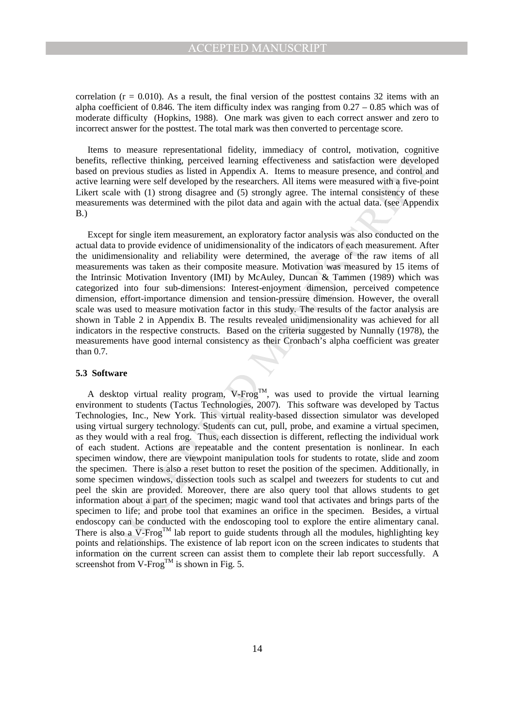correlation ($r = 0.010$). As a result, the final version of the posttest contains 32 items with an alpha coefficient of 0.846. The item difficulty index was ranging from 0.27 – 0.85 which was of moderate difficulty (Hopkins, 1988). One mark was given to each correct answer and zero to incorrect answer for the posttest. The total mark was then converted to percentage score.

Items to measure representational fidelity, immediacy of control, motivation, cognitive benefits, reflective thinking, perceived learning effectiveness and satisfaction were developed based on previous studies as listed in Appendix A. Items to measure presence, and control and active learning were self developed by the researchers. All items were measured with a five-point Likert scale with (1) strong disagree and (5) strongly agree. The internal consistency of these measurements was determined with the pilot data and again with the actual data. (see Appendix B.)

Except for single item measurement, an exploratory factor analysis was also conducted on the actual data to provide evidence of unidimensionality of the indicators of each measurement. After the unidimensionality and reliability were determined, the average of the raw items of all measurements was taken as their composite measure. Motivation was measured by 15 items of the Intrinsic Motivation Inventory (IMI) by McAuley, Duncan & Tammen (1989) which was categorized into four sub-dimensions: Interest-enjoyment dimension, perceived competence dimension, effort-importance dimension and tension-pressure dimension. However, the overall scale was used to measure motivation factor in this study. The results of the factor analysis are shown in Table 2 in Appendix B. The results revealed unidimensionality was achieved for all indicators in the respective constructs. Based on the criteria suggested by Nunnally (1978), the measurements have good internal consistency as their Cronbach's alpha coefficient was greater than 0.7.

### 5.3 Software

A desktop virtual reality program, V-Frog$^{TM}$, was used to provide the virtual learning environment to students (Tactus Technologies, 2007). This software was developed by Tactus Technologies, Inc., New York. This virtual reality-based dissection simulator was developed using virtual surgery technology. Students can cut, pull, probe, and examine a virtual specimen, as they would with a real frog. Thus, each dissection is different, reflecting the individual work of each student. Actions are repeatable and the content presentation is nonlinear. In each specimen window, there are viewpoint manipulation tools for students to rotate, slide and zoom the specimen. There is also a reset button to reset the position of the specimen. Additionally, in some specimen windows, dissection tools such as scalpel and tweezers for students to cut and peel the skin are provided. Moreover, there are also query tool that allows students to get information about a part of the specimen; magic wand tool that activates and brings parts of the specimen to life; and probe tool that examines an orifice in the specimen. Besides, a virtual endoscopy can be conducted with the endoscoping tool to explore the entire alimentary canal. There is also a V-Frog$^{TM}$ lab report to guide students through all the modules, highlighting key points and relationships. The existence of lab report icon on the screen indicates to students that information on the current screen can assist them to complete their lab report successfully. A screenshot from V-Frog$^{TM}$ is shown in Fig. 5.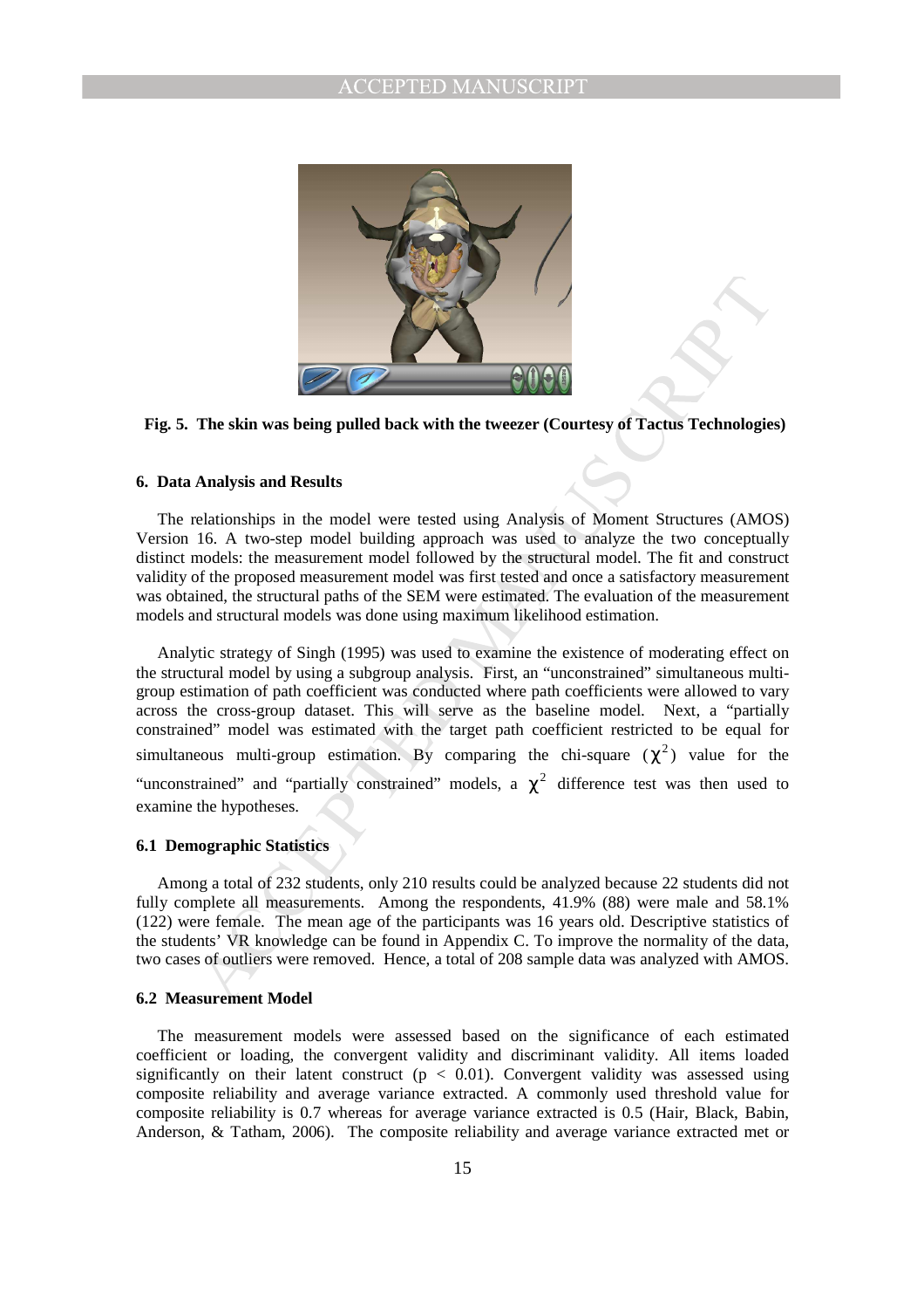**Fig. 5. The skin was being pulled back with the tweezer (Courtesy of Tactus Technologies)**

## 6. Data Analysis and Results

The relationships in the model were tested using Analysis of Moment Structures (AMOS) Version 16. A two-step model building approach was used to analyze the two conceptually distinct models: the measurement model followed by the structural model. The fit and construct validity of the proposed measurement model was first tested and once a satisfactory measurement was obtained, the structural paths of the SEM were estimated. The evaluation of the measurement models and structural models was done using maximum likelihood estimation.

Analytic strategy of Singh (1995) was used to examine the existence of moderating effect on the structural model by using a subgroup analysis. First, an "unconstrained" simultaneous multi-group estimation of path coefficient was conducted where path coefficients were allowed to vary across the cross-group dataset. This will serve as the baseline model. Next, a "partially constrained" model was estimated with the target path coefficient restricted to be equal for simultaneous multi-group estimation. By comparing the chi-square ($\chi^2$) value for the "unconstrained" and "partially constrained" models, a $\chi^2$ difference test was then used to examine the hypotheses.

### 6.1 Demographic Statistics

Among a total of 232 students, only 210 results could be analyzed because 22 students did not fully complete all measurements. Among the respondents, 41.9% (88) were male and 58.1% (122) were female. The mean age of the participants was 16 years old. Descriptive statistics of the students' VR knowledge can be found in Appendix C. To improve the normality of the data, two cases of outliers were removed. Hence, a total of 208 sample data was analyzed with AMOS.

### 6.2 Measurement Model

The measurement models were assessed based on the significance of each estimated coefficient or loading, the convergent validity and discriminant validity. All items loaded significantly on their latent construct ($p < 0.01$). Convergent validity was assessed using composite reliability and average variance extracted. A commonly used threshold value for composite reliability is 0.7 whereas for average variance extracted is 0.5 (Hair, Black, Babin, Anderson, & Tatham, 2006). The composite reliability and average variance extracted met or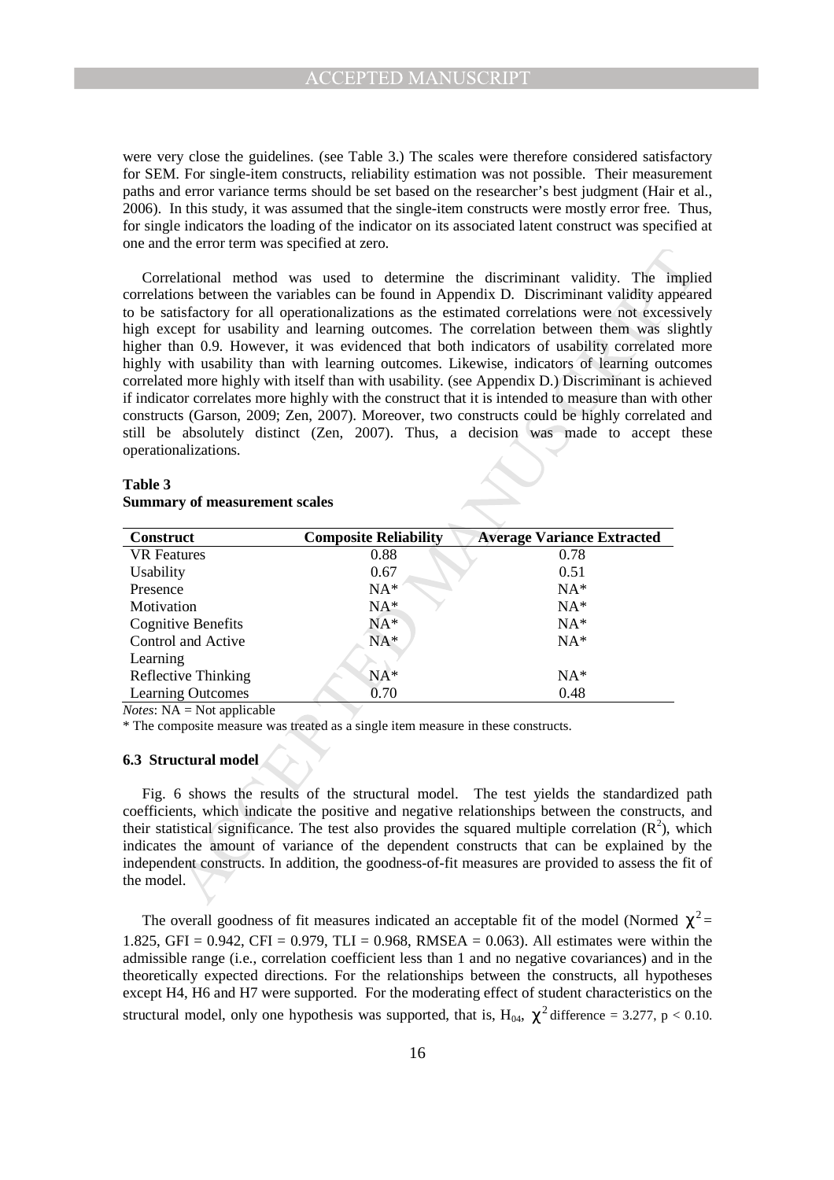were very close the guidelines. (see Table 3.) The scales were therefore considered satisfactory for SEM. For single-item constructs, reliability estimation was not possible. Their measurement paths and error variance terms should be set based on the researcher's best judgment (Hair et al., 2006). In this study, it was assumed that the single-item constructs were mostly error free. Thus, for single indicators the loading of the indicator on its associated latent construct was specified at one and the error term was specified at zero.

Correlational method was used to determine the discriminant validity. The implied correlations between the variables can be found in Appendix D. Discriminant validity appeared to be satisfactory for all operationalizations as the estimated correlations were not excessively high except for usability and learning outcomes. The correlation between them was slightly higher than 0.9. However, it was evidenced that both indicators of usability correlated more highly with usability than with learning outcomes. Likewise, indicators of learning outcomes correlated more highly with itself than with usability. (see Appendix D.) Discriminant is achieved if indicator correlates more highly with the construct that it is intended to measure than with other constructs (Garson, 2009; Zen, 2007). Moreover, two constructs could be highly correlated and still be absolutely distinct (Zen, 2007). Thus, a decision was made to accept these operationalizations.

**Table 3**
**Summary of measurement scales**

| Construct | Composite Reliability | Average Variance Extracted |
|---|---|---|
| VR Features | 0.88 | 0.78 |
| Usability | 0.67 | 0.51 |
| Presence | NA* | NA* |
| Motivation | NA* | NA* |
| Cognitive Benefits | NA* | NA* |
| Control and Active Learning | NA* | NA* |
| Reflective Thinking | NA* | NA* |
| Learning Outcomes | 0.70 | 0.48 |

*Notes*: NA = Not applicable

* The composite measure was treated as a single item measure in these constructs.

### 6.3 Structural model

Fig. 6 shows the results of the structural model. The test yields the standardized path coefficients, which indicate the positive and negative relationships between the constructs, and their statistical significance. The test also provides the squared multiple correlation ($R^2$), which indicates the amount of variance of the dependent constructs that can be explained by the independent constructs. In addition, the goodness-of-fit measures are provided to assess the fit of the model.

The overall goodness of fit measures indicated an acceptable fit of the model (Normed $\chi^2 = 1.825$, GFI = 0.942, CFI = 0.979, TLI = 0.968, RMSEA = 0.063). All estimates were within the admissible range (i.e., correlation coefficient less than 1 and no negative covariances) and in the theoretically expected directions. For the relationships between the constructs, all hypotheses except H4, H6 and H7 were supported. For the moderating effect of student characteristics on the structural model, only one hypothesis was supported, that is, $H_{04}$, $\chi^2$ difference = 3.277, $p < 0.10$.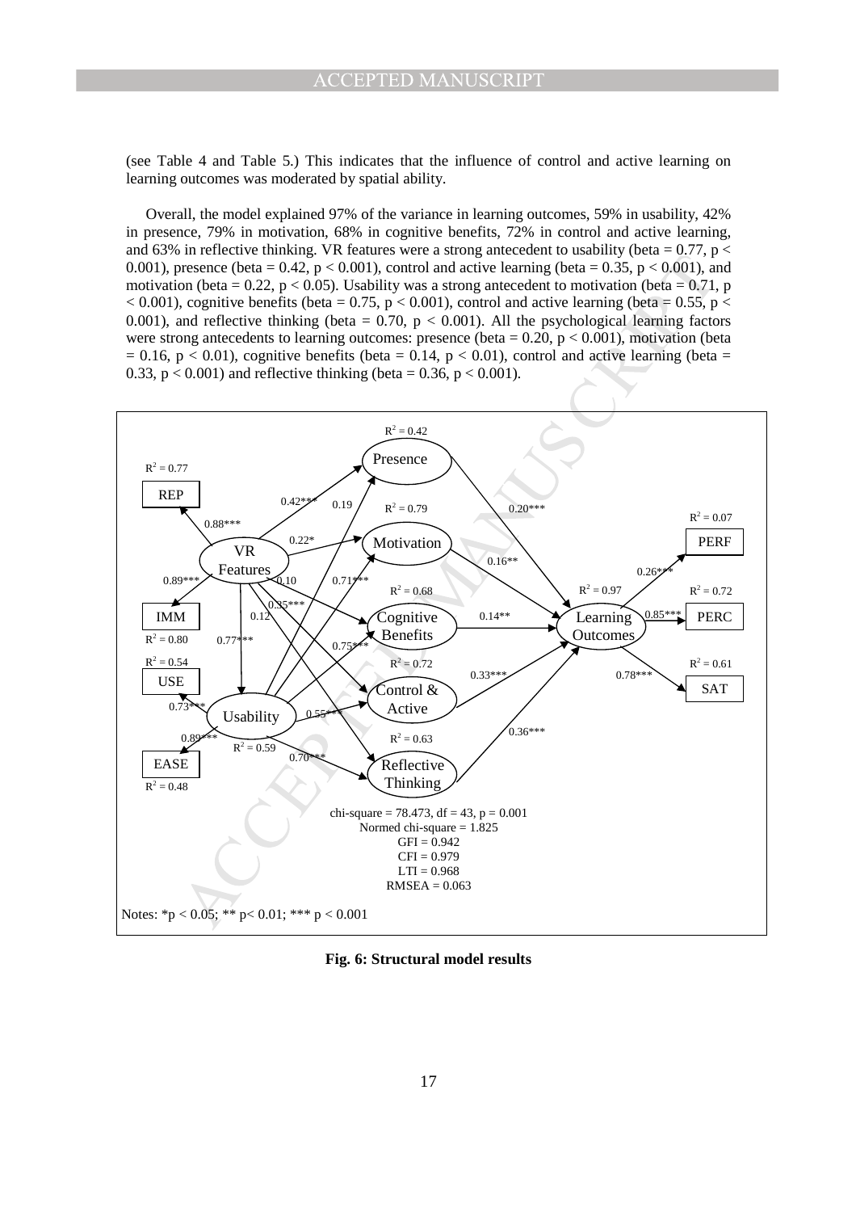(see Table 4 and Table 5.) This indicates that the influence of control and active learning on learning outcomes was moderated by spatial ability.

Overall, the model explained 97% of the variance in learning outcomes, 59% in usability, 42% in presence, 79% in motivation, 68% in cognitive benefits, 72% in control and active learning, and 63% in reflective thinking. VR features were a strong antecedent to usability (beta = 0.77, $p < 0.001$), presence (beta = 0.42, $p < 0.001$), control and active learning (beta = 0.35, $p < 0.001$), and motivation (beta = 0.22, $p < 0.05$). Usability was a strong antecedent to motivation (beta = 0.71, $p < 0.001$), cognitive benefits (beta = 0.75, $p < 0.001$), control and active learning (beta = 0.55, $p < 0.001$), and reflective thinking (beta = 0.70, $p < 0.001$). All the psychological learning factors were strong antecedents to learning outcomes: presence (beta = 0.20, $p < 0.001$), motivation (beta = 0.16, $p < 0.01$), cognitive benefits (beta = 0.14, $p < 0.01$), control and active learning (beta = 0.33, $p < 0.001$) and reflective thinking (beta = 0.36, $p < 0.001$).

chi-square = 78.473, df = 43, p = 0.001
Normed chi-square = 1.825
GFI = 0.942
CFI = 0.979
LTI = 0.968
RMSEA = 0.063

Notes: *p < 0.05; ** p< 0.01; *** p < 0.001

**Fig. 6: Structural model results**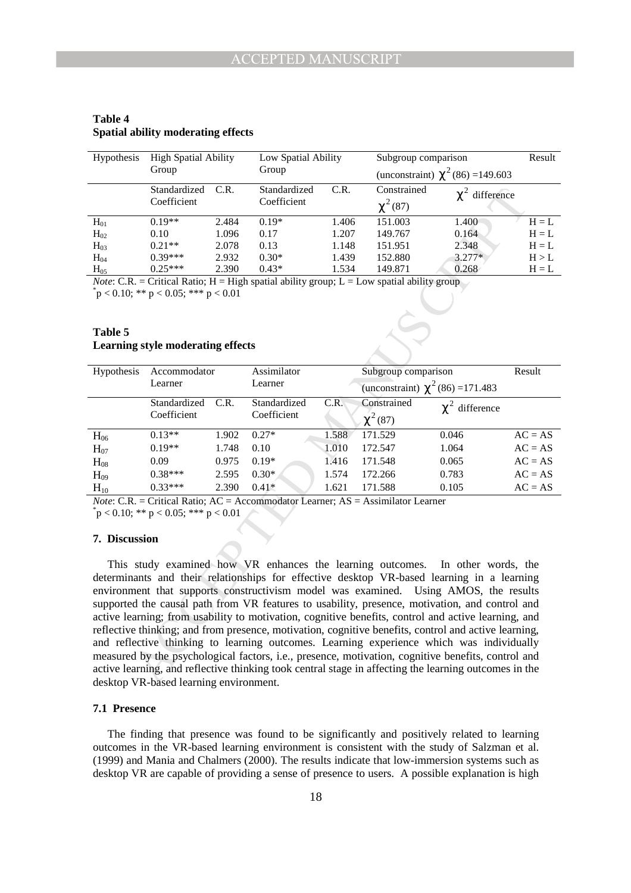**Table 4**
**Spatial ability moderating effects**

| Hypothesis | High Spatial Ability Group | | Low Spatial Ability Group | | Subgroup comparison (unconstraint) $\chi^2(86) = 149.603$ | | Result |
|---|---|---|---|---|---|---|---|
| | Standardized Coefficient | C.R. | Standardized Coefficient | C.R. | Constrained $\chi^2(87)$ | $\chi^2$ difference | |
| $H_{01}$ | 0.19** | 2.484 | 0.19* | 1.406 | 151.003 | 1.400 | H = L |
| $H_{02}$ | 0.10 | 1.096 | 0.17 | 1.207 | 149.767 | 0.164 | H = L |
| $H_{03}$ | 0.21** | 2.078 | 0.13 | 1.148 | 151.951 | 2.348 | H = L |
| $H_{04}$ | 0.39*** | 2.932 | 0.30* | 1.439 | 152.880 | 3.277* | H > L |
| $H_{05}$ | 0.25*** | 2.390 | 0.43* | 1.534 | 149.871 | 0.268 | H = L |

*Note*: C.R. = Critical Ratio; H = High spatial ability group; L = Low spatial ability group
*p < 0.10; ** p < 0.05; *** p < 0.01

**Table 5**
**Learning style moderating effects**

| Hypothesis | Accommodator Learner | | Assimilator Learner | | Subgroup comparison (unconstraint) $\chi^2(86) = 171.483$ | | Result |
|---|---|---|---|---|---|---|---|
| | Standardized Coefficient | C.R. | Standardized Coefficient | C.R. | Constrained $\chi^2(87)$ | $\chi^2$ difference | |
| $H_{06}$ | 0.13** | 1.902 | 0.27* | 1.588 | 171.529 | 0.046 | AC = AS |
| $H_{07}$ | 0.19** | 1.748 | 0.10 | 1.010 | 172.547 | 1.064 | AC = AS |
| $H_{08}$ | 0.09 | 0.975 | 0.19* | 1.416 | 171.548 | 0.065 | AC = AS |
| $H_{09}$ | 0.38*** | 2.595 | 0.30* | 1.574 | 172.266 | 0.783 | AC = AS |
| $H_{10}$ | 0.33*** | 2.390 | 0.41* | 1.621 | 171.588 | 0.105 | AC = AS |

*Note*: C.R. = Critical Ratio; AC = Accommodator Learner; AS = Assimilator Learner
*p < 0.10; ** p < 0.05; *** p < 0.01

## 7. Discussion

This study examined how VR enhances the learning outcomes. In other words, the determinants and their relationships for effective desktop VR-based learning in a learning environment that supports constructivism model was examined. Using AMOS, the results supported the causal path from VR features to usability, presence, motivation, and control and active learning; from usability to motivation, cognitive benefits, control and active learning, and reflective thinking; and from presence, motivation, cognitive benefits, control and active learning, and reflective thinking to learning outcomes. Learning experience which was individually measured by the psychological factors, i.e., presence, motivation, cognitive benefits, control and active learning, and reflective thinking took central stage in affecting the learning outcomes in the desktop VR-based learning environment.

### 7.1 Presence

The finding that presence was found to be significantly and positively related to learning outcomes in the VR-based learning environment is consistent with the study of Salzman et al. (1999) and Mania and Chalmers (2000). The results indicate that low-immersion systems such as desktop VR are capable of providing a sense of presence to users. A possible explanation is high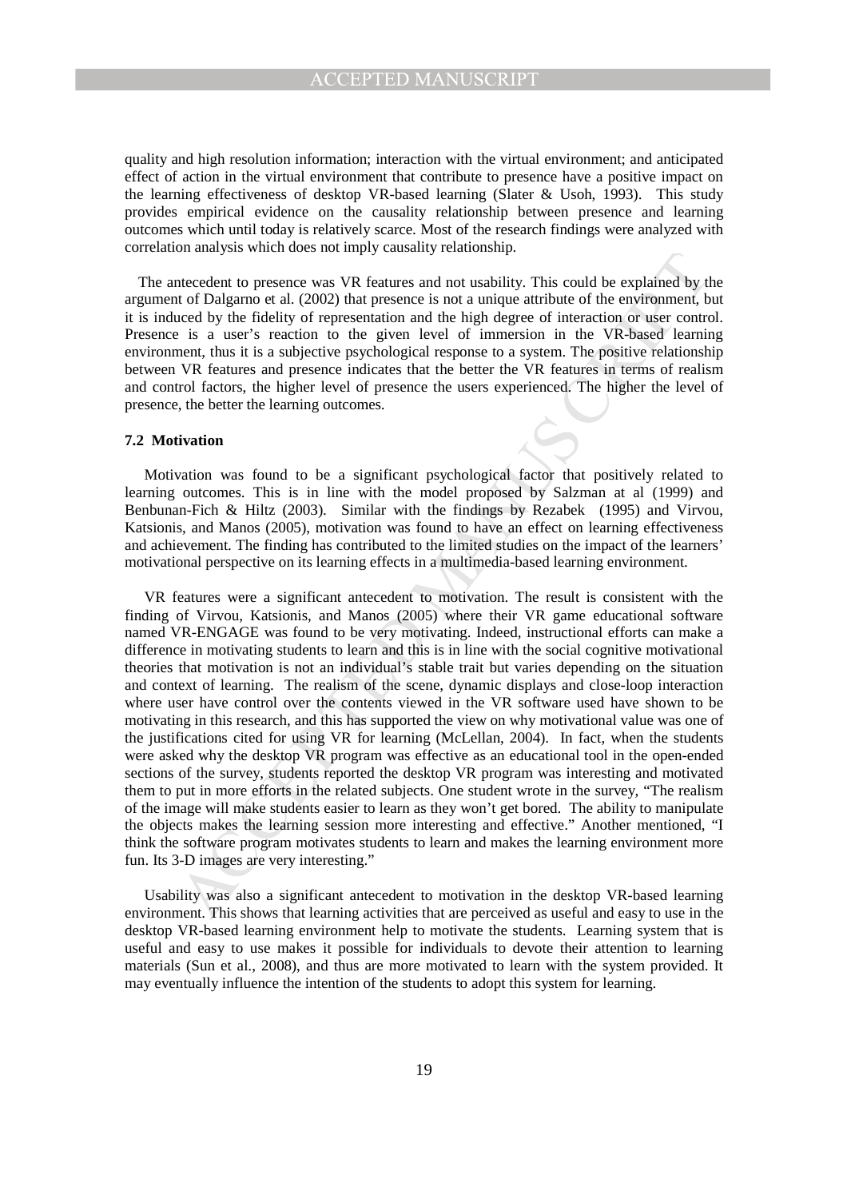quality and high resolution information; interaction with the virtual environment; and anticipated effect of action in the virtual environment that contribute to presence have a positive impact on the learning effectiveness of desktop VR-based learning (Slater & Usoh, 1993). This study provides empirical evidence on the causality relationship between presence and learning outcomes which until today is relatively scarce. Most of the research findings were analyzed with correlation analysis which does not imply causality relationship.

The antecedent to presence was VR features and not usability. This could be explained by the argument of Dalgarno et al. (2002) that presence is not a unique attribute of the environment, but it is induced by the fidelity of representation and the high degree of interaction or user control. Presence is a user's reaction to the given level of immersion in the VR-based learning environment, thus it is a subjective psychological response to a system. The positive relationship between VR features and presence indicates that the better the VR features in terms of realism and control factors, the higher level of presence the users experienced. The higher the level of presence, the better the learning outcomes.

### 7.2 Motivation

Motivation was found to be a significant psychological factor that positively related to learning outcomes. This is in line with the model proposed by Salzman at al (1999) and Benbunan-Fich & Hiltz (2003). Similar with the findings by Rezabek (1995) and Virvou, Katsionis, and Manos (2005), motivation was found to have an effect on learning effectiveness and achievement. The finding has contributed to the limited studies on the impact of the learners' motivational perspective on its learning effects in a multimedia-based learning environment.

VR features were a significant antecedent to motivation. The result is consistent with the finding of Virvou, Katsionis, and Manos (2005) where their VR game educational software named VR-ENGAGE was found to be very motivating. Indeed, instructional efforts can make a difference in motivating students to learn and this is in line with the social cognitive motivational theories that motivation is not an individual's stable trait but varies depending on the situation and context of learning. The realism of the scene, dynamic displays and close-loop interaction where user have control over the contents viewed in the VR software used have shown to be motivating in this research, and this has supported the view on why motivational value was one of the justifications cited for using VR for learning (McLellan, 2004). In fact, when the students were asked why the desktop VR program was effective as an educational tool in the open-ended sections of the survey, students reported the desktop VR program was interesting and motivated them to put in more efforts in the related subjects. One student wrote in the survey, "The realism of the image will make students easier to learn as they won't get bored. The ability to manipulate the objects makes the learning session more interesting and effective." Another mentioned, "I think the software program motivates students to learn and makes the learning environment more fun. Its 3-D images are very interesting."

Usability was also a significant antecedent to motivation in the desktop VR-based learning environment. This shows that learning activities that are perceived as useful and easy to use in the desktop VR-based learning environment help to motivate the students. Learning system that is useful and easy to use makes it possible for individuals to devote their attention to learning materials (Sun et al., 2008), and thus are more motivated to learn with the system provided. It may eventually influence the intention of the students to adopt this system for learning.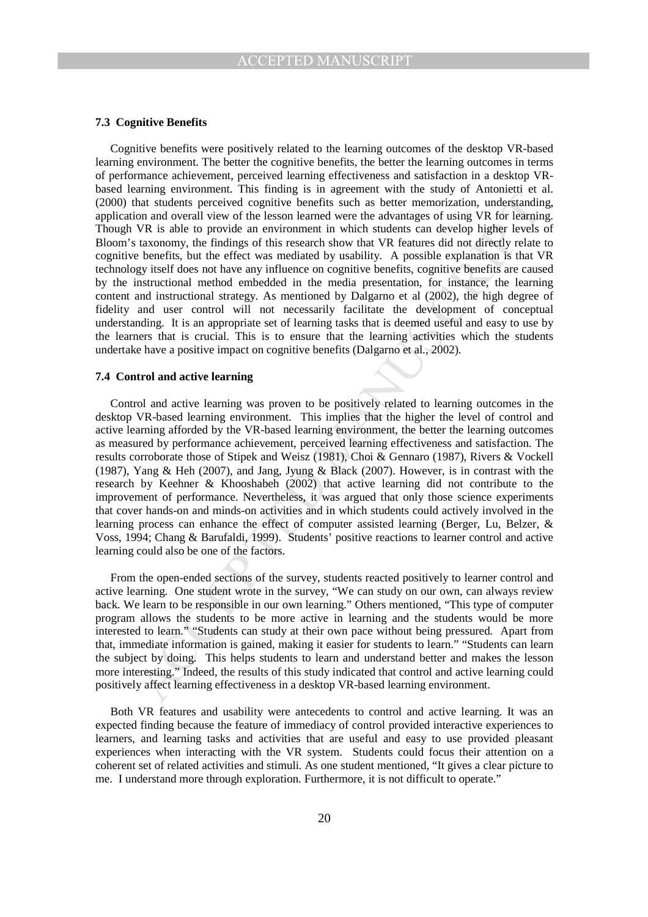### 7.3 Cognitive Benefits

Cognitive benefits were positively related to the learning outcomes of the desktop VR-based learning environment. The better the cognitive benefits, the better the learning outcomes in terms of performance achievement, perceived learning effectiveness and satisfaction in a desktop VR-based learning environment. This finding is in agreement with the study of Antonietti et al. (2000) that students perceived cognitive benefits such as better memorization, understanding, application and overall view of the lesson learned were the advantages of using VR for learning. Though VR is able to provide an environment in which students can develop higher levels of Bloom's taxonomy, the findings of this research show that VR features did not directly relate to cognitive benefits, but the effect was mediated by usability. A possible explanation is that VR technology itself does not have any influence on cognitive benefits, cognitive benefits are caused by the instructional method embedded in the media presentation, for instance, the learning content and instructional strategy. As mentioned by Dalgarno et al (2002), the high degree of fidelity and user control will not necessarily facilitate the development of conceptual understanding. It is an appropriate set of learning tasks that is deemed useful and easy to use by the learners that is crucial. This is to ensure that the learning activities which the students undertake have a positive impact on cognitive benefits (Dalgarno et al., 2002).

### 7.4 Control and active learning

Control and active learning was proven to be positively related to learning outcomes in the desktop VR-based learning environment. This implies that the higher the level of control and active learning afforded by the VR-based learning environment, the better the learning outcomes as measured by performance achievement, perceived learning effectiveness and satisfaction. The results corroborate those of Stipek and Weisz (1981), Choi & Gennaro (1987), Rivers & Vockell (1987), Yang & Heh (2007), and Jang, Jyung & Black (2007). However, is in contrast with the research by Keehner & Khooshabeh (2002) that active learning did not contribute to the improvement of performance. Nevertheless, it was argued that only those science experiments that cover hands-on and minds-on activities and in which students could actively involved in the learning process can enhance the effect of computer assisted learning (Berger, Lu, Belzer, & Voss, 1994; Chang & Barufaldi, 1999). Students' positive reactions to learner control and active learning could also be one of the factors.

From the open-ended sections of the survey, students reacted positively to learner control and active learning. One student wrote in the survey, "We can study on our own, can always review back. We learn to be responsible in our own learning." Others mentioned, "This type of computer program allows the students to be more active in learning and the students would be more interested to learn." "Students can study at their own pace without being pressured. Apart from that, immediate information is gained, making it easier for students to learn." "Students can learn the subject by doing. This helps students to learn and understand better and makes the lesson more interesting." Indeed, the results of this study indicated that control and active learning could positively affect learning effectiveness in a desktop VR-based learning environment.

Both VR features and usability were antecedents to control and active learning. It was an expected finding because the feature of immediacy of control provided interactive experiences to learners, and learning tasks and activities that are useful and easy to use provided pleasant experiences when interacting with the VR system. Students could focus their attention on a coherent set of related activities and stimuli. As one student mentioned, "It gives a clear picture to me. I understand more through exploration. Furthermore, it is not difficult to operate."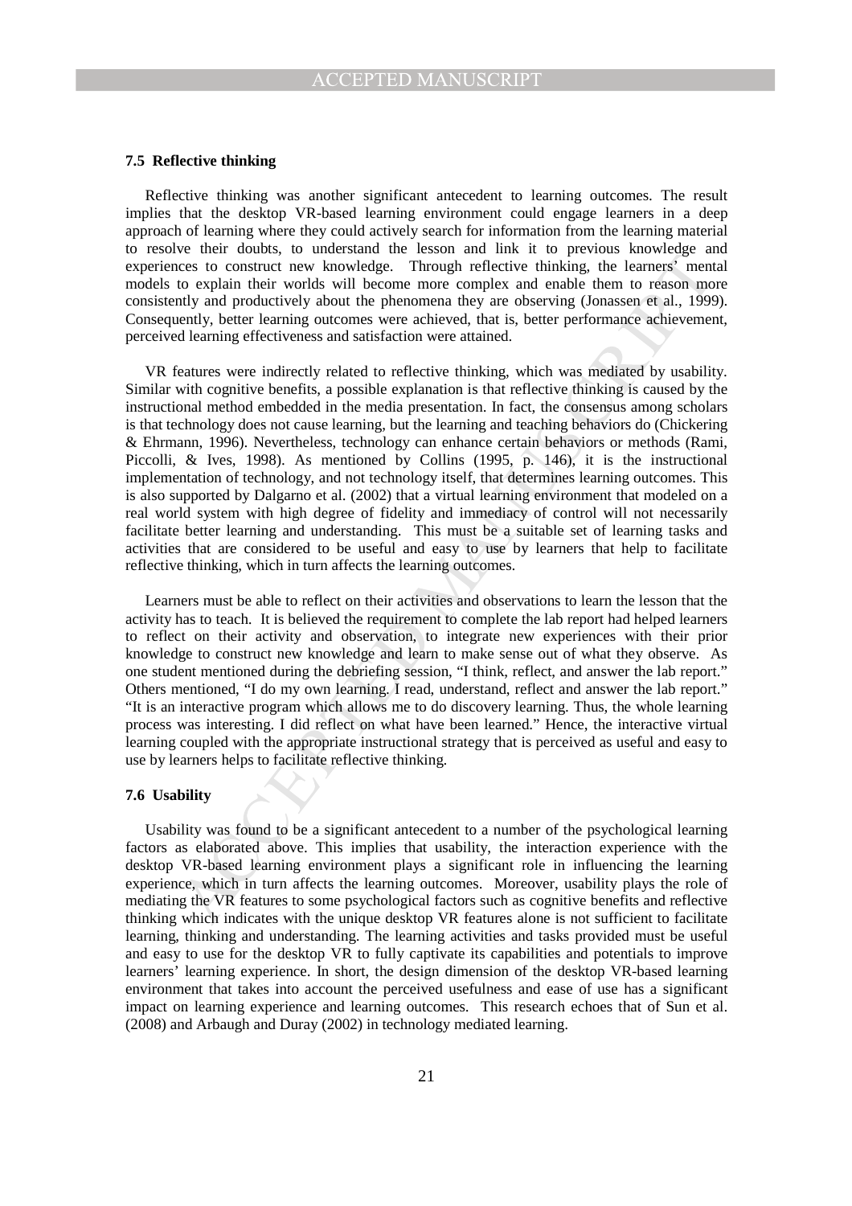### 7.5 Reflective thinking

Reflective thinking was another significant antecedent to learning outcomes. The result implies that the desktop VR-based learning environment could engage learners in a deep approach of learning where they could actively search for information from the learning material to resolve their doubts, to understand the lesson and link it to previous knowledge and experiences to construct new knowledge. Through reflective thinking, the learners' mental models to explain their worlds will become more complex and enable them to reason more consistently and productively about the phenomena they are observing (Jonassen et al., 1999). Consequently, better learning outcomes were achieved, that is, better performance achievement, perceived learning effectiveness and satisfaction were attained.

VR features were indirectly related to reflective thinking, which was mediated by usability. Similar with cognitive benefits, a possible explanation is that reflective thinking is caused by the instructional method embedded in the media presentation. In fact, the consensus among scholars is that technology does not cause learning, but the learning and teaching behaviors do (Chickering & Ehrmann, 1996). Nevertheless, technology can enhance certain behaviors or methods (Rami, Piccolli, & Ives, 1998). As mentioned by Collins (1995, p. 146), it is the instructional implementation of technology, and not technology itself, that determines learning outcomes. This is also supported by Dalgarno et al. (2002) that a virtual learning environment that modeled on a real world system with high degree of fidelity and immediacy of control will not necessarily facilitate better learning and understanding. This must be a suitable set of learning tasks and activities that are considered to be useful and easy to use by learners that help to facilitate reflective thinking, which in turn affects the learning outcomes.

Learners must be able to reflect on their activities and observations to learn the lesson that the activity has to teach. It is believed the requirement to complete the lab report had helped learners to reflect on their activity and observation, to integrate new experiences with their prior knowledge to construct new knowledge and learn to make sense out of what they observe. As one student mentioned during the debriefing session, "I think, reflect, and answer the lab report." Others mentioned, "I do my own learning. I read, understand, reflect and answer the lab report." "It is an interactive program which allows me to do discovery learning. Thus, the whole learning process was interesting. I did reflect on what have been learned." Hence, the interactive virtual learning coupled with the appropriate instructional strategy that is perceived as useful and easy to use by learners helps to facilitate reflective thinking.

### 7.6 Usability

Usability was found to be a significant antecedent to a number of the psychological learning factors as elaborated above. This implies that usability, the interaction experience with the desktop VR-based learning environment plays a significant role in influencing the learning experience, which in turn affects the learning outcomes. Moreover, usability plays the role of mediating the VR features to some psychological factors such as cognitive benefits and reflective thinking which indicates with the unique desktop VR features alone is not sufficient to facilitate learning, thinking and understanding. The learning activities and tasks provided must be useful and easy to use for the desktop VR to fully captivate its capabilities and potentials to improve learners' learning experience. In short, the design dimension of the desktop VR-based learning environment that takes into account the perceived usefulness and ease of use has a significant impact on learning experience and learning outcomes. This research echoes that of Sun et al. (2008) and Arbaugh and Duray (2002) in technology mediated learning.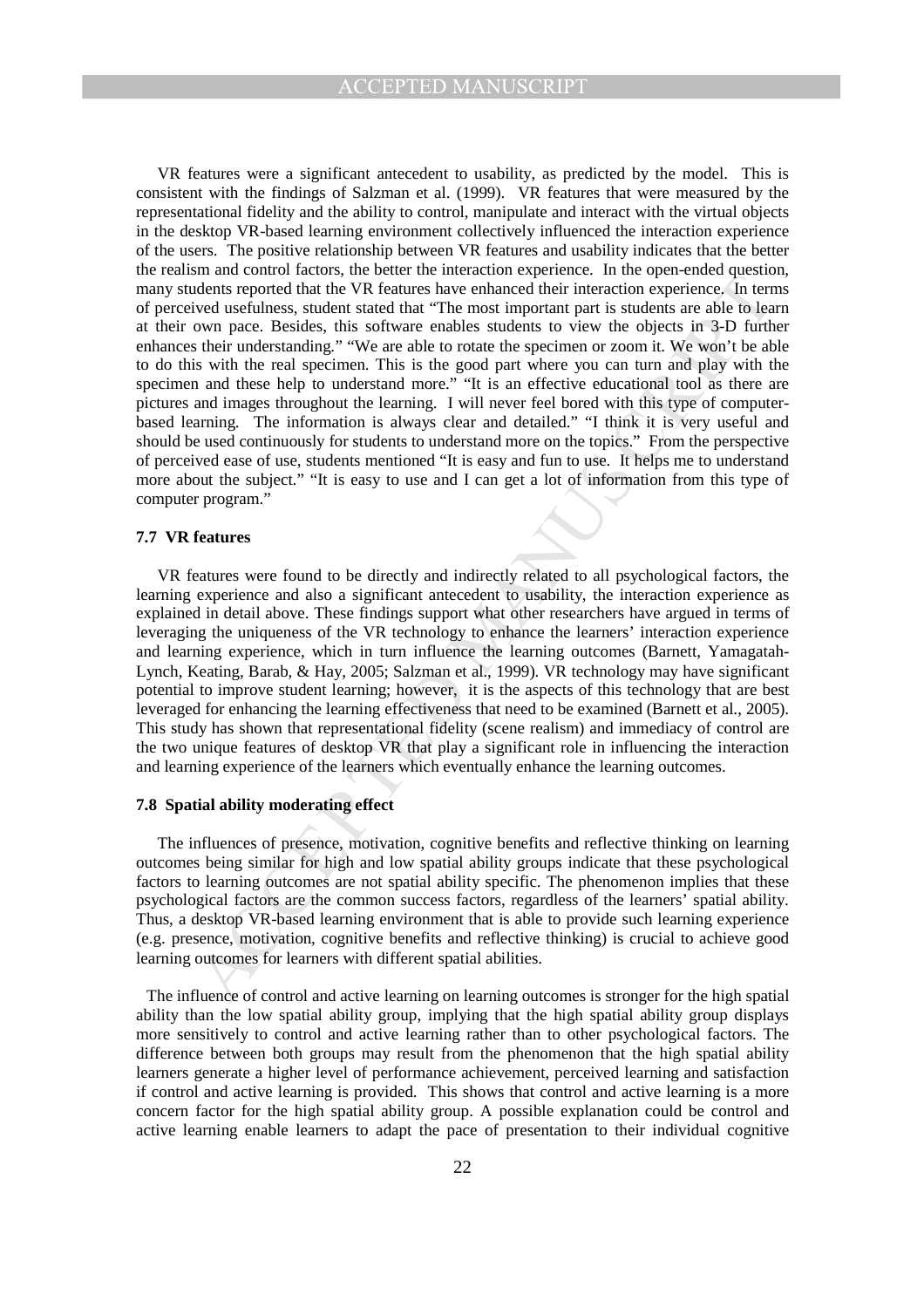VR features were a significant antecedent to usability, as predicted by the model. This is consistent with the findings of Salzman et al. (1999). VR features that were measured by the representational fidelity and the ability to control, manipulate and interact with the virtual objects in the desktop VR-based learning environment collectively influenced the interaction experience of the users. The positive relationship between VR features and usability indicates that the better the realism and control factors, the better the interaction experience. In the open-ended question, many students reported that the VR features have enhanced their interaction experience. In terms of perceived usefulness, student stated that "The most important part is students are able to learn at their own pace. Besides, this software enables students to view the objects in 3-D further enhances their understanding." "We are able to rotate the specimen or zoom it. We won't be able to do this with the real specimen. This is the good part where you can turn and play with the specimen and these help to understand more." "It is an effective educational tool as there are pictures and images throughout the learning. I will never feel bored with this type of computer-based learning. The information is always clear and detailed." "I think it is very useful and should be used continuously for students to understand more on the topics." From the perspective of perceived ease of use, students mentioned "It is easy and fun to use. It helps me to understand more about the subject." "It is easy to use and I can get a lot of information from this type of computer program."

### 7.7 VR features

VR features were found to be directly and indirectly related to all psychological factors, the learning experience and also a significant antecedent to usability, the interaction experience as explained in detail above. These findings support what other researchers have argued in terms of leveraging the uniqueness of the VR technology to enhance the learners' interaction experience and learning experience, which in turn influence the learning outcomes (Barnett, Yamagatah-Lynch, Keating, Barab, & Hay, 2005; Salzman et al., 1999). VR technology may have significant potential to improve student learning; however, it is the aspects of this technology that are best leveraged for enhancing the learning effectiveness that need to be examined (Barnett et al., 2005). This study has shown that representational fidelity (scene realism) and immediacy of control are the two unique features of desktop VR that play a significant role in influencing the interaction and learning experience of the learners which eventually enhance the learning outcomes.

### 7.8 Spatial ability moderating effect

The influences of presence, motivation, cognitive benefits and reflective thinking on learning outcomes being similar for high and low spatial ability groups indicate that these psychological factors to learning outcomes are not spatial ability specific. The phenomenon implies that these psychological factors are the common success factors, regardless of the learners' spatial ability. Thus, a desktop VR-based learning environment that is able to provide such learning experience (e.g. presence, motivation, cognitive benefits and reflective thinking) is crucial to achieve good learning outcomes for learners with different spatial abilities.

The influence of control and active learning on learning outcomes is stronger for the high spatial ability than the low spatial ability group, implying that the high spatial ability group displays more sensitively to control and active learning rather than to other psychological factors. The difference between both groups may result from the phenomenon that the high spatial ability learners generate a higher level of performance achievement, perceived learning and satisfaction if control and active learning is provided. This shows that control and active learning is a more concern factor for the high spatial ability group. A possible explanation could be control and active learning enable learners to adapt the pace of presentation to their individual cognitive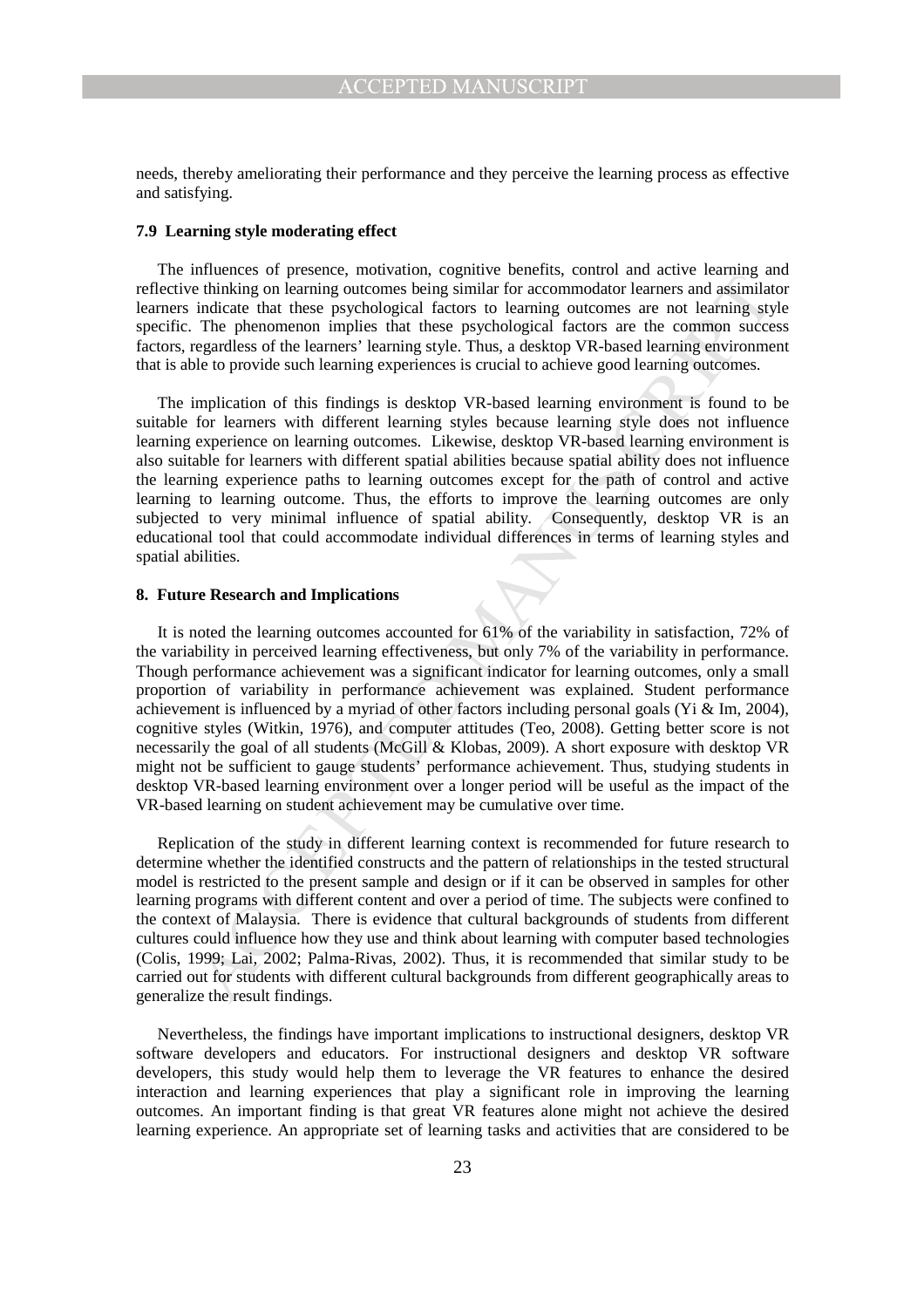needs, thereby ameliorating their performance and they perceive the learning process as effective and satisfying.

### 7.9 Learning style moderating effect

The influences of presence, motivation, cognitive benefits, control and active learning and reflective thinking on learning outcomes being similar for accommodator learners and assimilator learners indicate that these psychological factors to learning outcomes are not learning style specific. The phenomenon implies that these psychological factors are the common success factors, regardless of the learners' learning style. Thus, a desktop VR-based learning environment that is able to provide such learning experiences is crucial to achieve good learning outcomes.

The implication of this findings is desktop VR-based learning environment is found to be suitable for learners with different learning styles because learning style does not influence learning experience on learning outcomes. Likewise, desktop VR-based learning environment is also suitable for learners with different spatial abilities because spatial ability does not influence the learning experience paths to learning outcomes except for the path of control and active learning to learning outcome. Thus, the efforts to improve the learning outcomes are only subjected to very minimal influence of spatial ability. Consequently, desktop VR is an educational tool that could accommodate individual differences in terms of learning styles and spatial abilities.

## 8. Future Research and Implications

It is noted the learning outcomes accounted for 61% of the variability in satisfaction, 72% of the variability in perceived learning effectiveness, but only 7% of the variability in performance. Though performance achievement was a significant indicator for learning outcomes, only a small proportion of variability in performance achievement was explained. Student performance achievement is influenced by a myriad of other factors including personal goals (Yi & Im, 2004), cognitive styles (Witkin, 1976), and computer attitudes (Teo, 2008). Getting better score is not necessarily the goal of all students (McGill & Klobas, 2009). A short exposure with desktop VR might not be sufficient to gauge students' performance achievement. Thus, studying students in desktop VR-based learning environment over a longer period will be useful as the impact of the VR-based learning on student achievement may be cumulative over time.

Replication of the study in different learning context is recommended for future research to determine whether the identified constructs and the pattern of relationships in the tested structural model is restricted to the present sample and design or if it can be observed in samples for other learning programs with different content and over a period of time. The subjects were confined to the context of Malaysia. There is evidence that cultural backgrounds of students from different cultures could influence how they use and think about learning with computer based technologies (Colis, 1999; Lai, 2002; Palma-Rivas, 2002). Thus, it is recommended that similar study to be carried out for students with different cultural backgrounds from different geographically areas to generalize the result findings.

Nevertheless, the findings have important implications to instructional designers, desktop VR software developers and educators. For instructional designers and desktop VR software developers, this study would help them to leverage the VR features to enhance the desired interaction and learning experiences that play a significant role in improving the learning outcomes. An important finding is that great VR features alone might not achieve the desired learning experience. An appropriate set of learning tasks and activities that are considered to be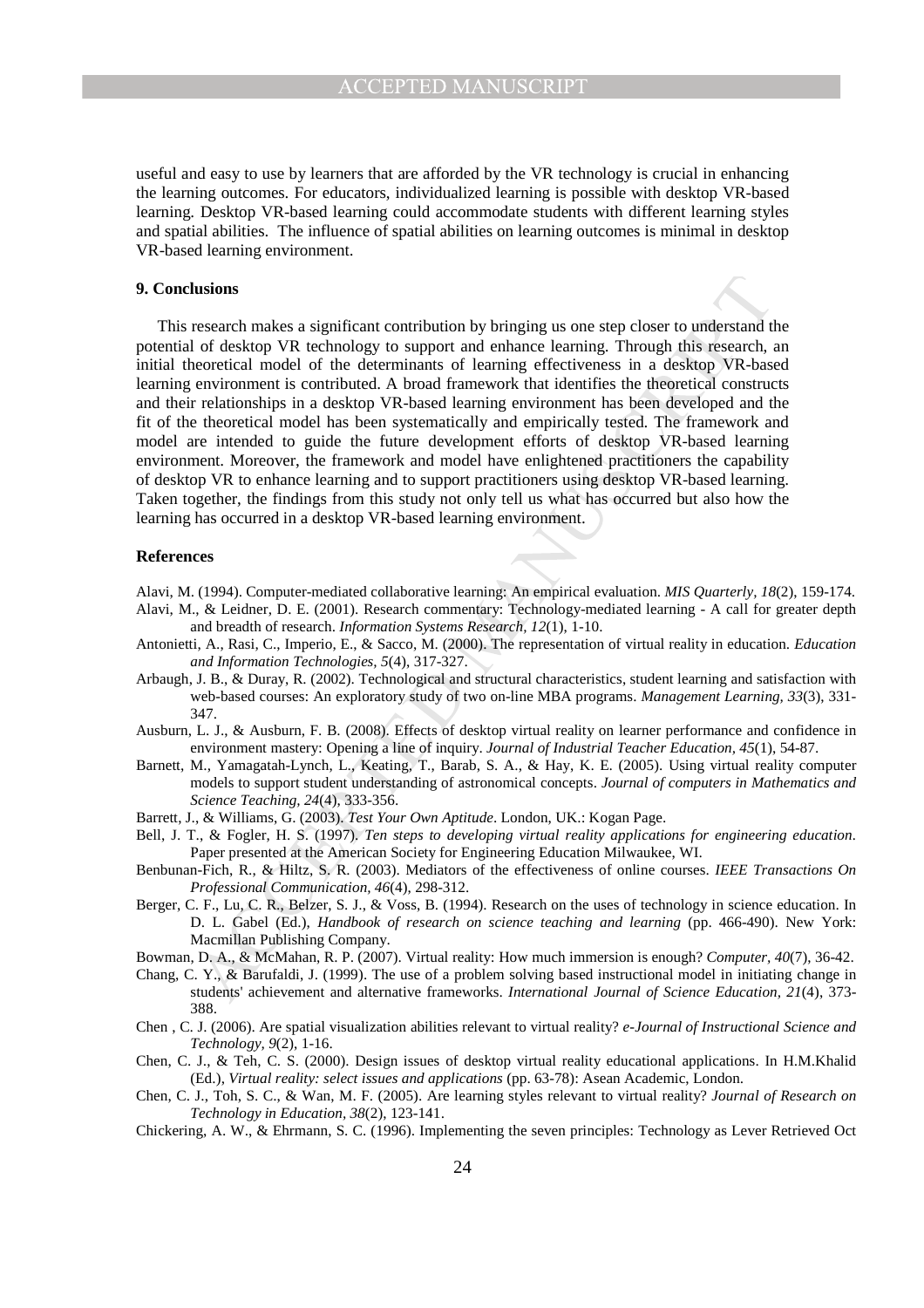useful and easy to use by learners that are afforded by the VR technology is crucial in enhancing the learning outcomes. For educators, individualized learning is possible with desktop VR-based learning. Desktop VR-based learning could accommodate students with different learning styles and spatial abilities. The influence of spatial abilities on learning outcomes is minimal in desktop VR-based learning environment.

## 9. Conclusions

This research makes a significant contribution by bringing us one step closer to understand the potential of desktop VR technology to support and enhance learning. Through this research, an initial theoretical model of the determinants of learning effectiveness in a desktop VR-based learning environment is contributed. A broad framework that identifies the theoretical constructs and their relationships in a desktop VR-based learning environment has been developed and the fit of the theoretical model has been systematically and empirically tested. The framework and model are intended to guide the future development efforts of desktop VR-based learning environment. Moreover, the framework and model have enlightened practitioners the capability of desktop VR to enhance learning and to support practitioners using desktop VR-based learning. Taken together, the findings from this study not only tell us what has occurred but also how the learning has occurred in a desktop VR-based learning environment.

## References

Alavi, M. (1994). Computer-mediated collaborative learning: An empirical evaluation. *MIS Quarterly, 18*(2), 159-174.

Alavi, M., & Leidner, D. E. (2001). Research commentary: Technology-mediated learning - A call for greater depth and breadth of research. *Information Systems Research, 12*(1), 1-10.

Antonietti, A., Rasi, C., Imperio, E., & Sacco, M. (2000). The representation of virtual reality in education. *Education and Information Technologies, 5*(4), 317-327.

Arbaugh, J. B., & Duray, R. (2002). Technological and structural characteristics, student learning and satisfaction with web-based courses: An exploratory study of two on-line MBA programs. *Management Learning, 33*(3), 331-347.

Ausburn, L. J., & Ausburn, F. B. (2008). Effects of desktop virtual reality on learner performance and confidence in environment mastery: Opening a line of inquiry. *Journal of Industrial Teacher Education, 45*(1), 54-87.

Barnett, M., Yamagatah-Lynch, L., Keating, T., Barab, S. A., & Hay, K. E. (2005). Using virtual reality computer models to support student understanding of astronomical concepts. *Journal of computers in Mathematics and Science Teaching, 24*(4), 333-356.

Barrett, J., & Williams, G. (2003). *Test Your Own Aptitude*. London, UK.: Kogan Page.

Bell, J. T., & Fogler, H. S. (1997). *Ten steps to developing virtual reality applications for engineering education*. Paper presented at the American Society for Engineering Education Milwaukee, WI.

Benbunan-Fich, R., & Hiltz, S. R. (2003). Mediators of the effectiveness of online courses. *IEEE Transactions On Professional Communication, 46*(4), 298-312.

Berger, C. F., Lu, C. R., Belzer, S. J., & Voss, B. (1994). Research on the uses of technology in science education. In D. L. Gabel (Ed.), *Handbook of research on science teaching and learning* (pp. 466-490). New York: Macmillan Publishing Company.

Bowman, D. A., & McMahan, R. P. (2007). Virtual reality: How much immersion is enough? *Computer, 40*(7), 36-42.

Chang, C. Y., & Barufaldi, J. (1999). The use of a problem solving based instructional model in initiating change in students' achievement and alternative frameworks. *International Journal of Science Education, 21*(4), 373-388.

Chen , C. J. (2006). Are spatial visualization abilities relevant to virtual reality? *e-Journal of Instructional Science and Technology, 9*(2), 1-16.

Chen, C. J., & Teh, C. S. (2000). Design issues of desktop virtual reality educational applications. In H.M.Khalid (Ed.), *Virtual reality: select issues and applications* (pp. 63-78): Asean Academic, London.

Chen, C. J., Toh, S. C., & Wan, M. F. (2005). Are learning styles relevant to virtual reality? *Journal of Research on Technology in Education, 38*(2), 123-141.

Chickering, A. W., & Ehrmann, S. C. (1996). Implementing the seven principles: Technology as Lever Retrieved Oct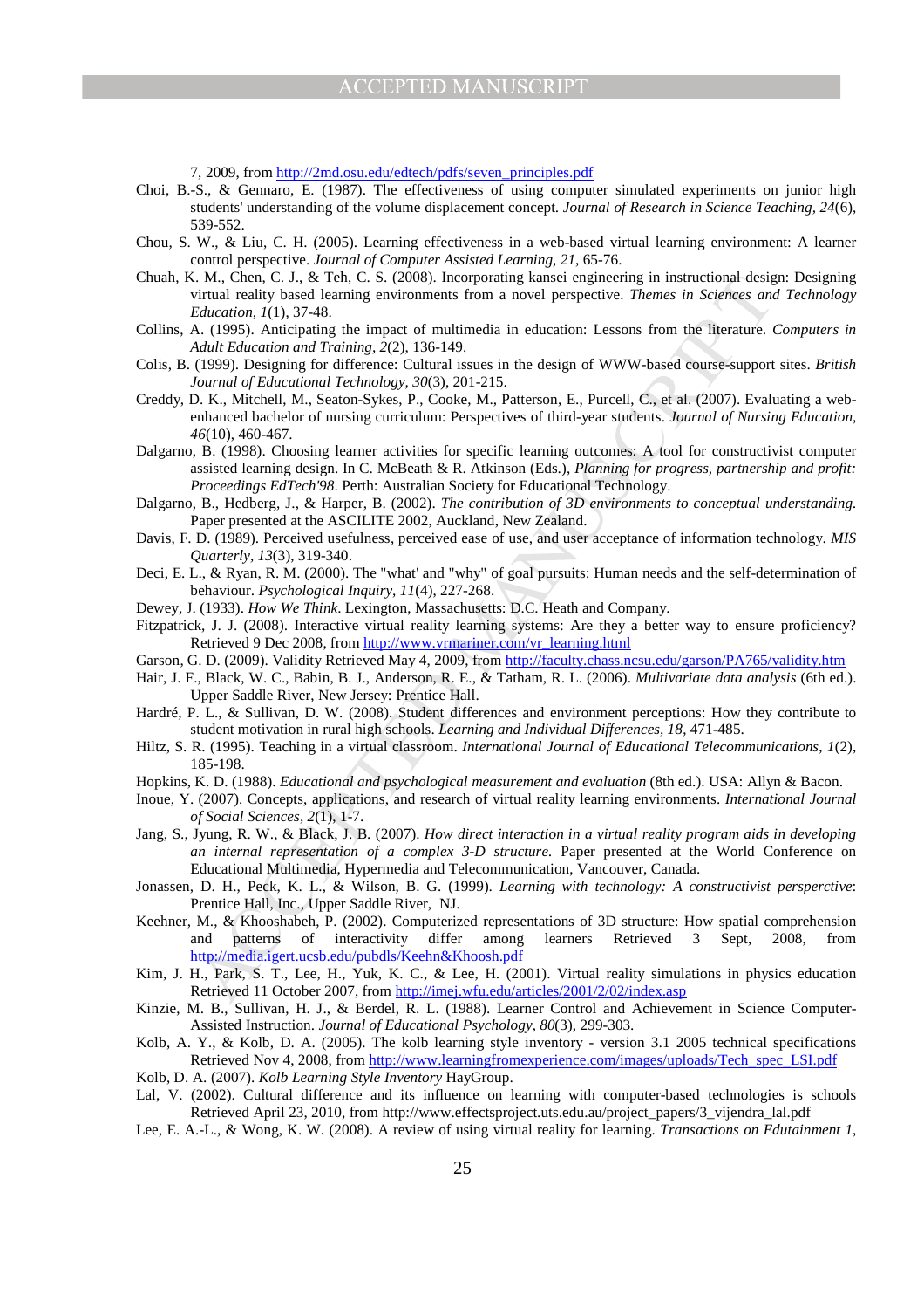7, 2009, from http://2md.osu.edu/edtech/pdfs/seven_principles.pdf

Choi, B.-S., & Gennaro, E. (1987). The effectiveness of using computer simulated experiments on junior high students' understanding of the volume displacement concept. *Journal of Research in Science Teaching, 24*(6), 539-552.

Chou, S. W., & Liu, C. H. (2005). Learning effectiveness in a web-based virtual learning environment: A learner control perspective. *Journal of Computer Assisted Learning, 21*, 65-76.

Chuah, K. M., Chen, C. J., & Teh, C. S. (2008). Incorporating kansei engineering in instructional design: Designing virtual reality based learning environments from a novel perspective. *Themes in Sciences and Technology Education, 1*(1), 37-48.

Collins, A. (1995). Anticipating the impact of multimedia in education: Lessons from the literature. *Computers in Adult Education and Training, 2*(2), 136-149.

Colis, B. (1999). Designing for difference: Cultural issues in the design of WWW-based course-support sites. *British Journal of Educational Technology, 30*(3), 201-215.

Creddy, D. K., Mitchell, M., Seaton-Sykes, P., Cooke, M., Patterson, E., Purcell, C., et al. (2007). Evaluating a web-enhanced bachelor of nursing curriculum: Perspectives of third-year students. *Journal of Nursing Education, 46*(10), 460-467.

Dalgarno, B. (1998). Choosing learner activities for specific learning outcomes: A tool for constructivist computer assisted learning design. In C. McBeath & R. Atkinson (Eds.), *Planning for progress, partnership and profit: Proceedings EdTech'98*. Perth: Australian Society for Educational Technology.

Dalgarno, B., Hedberg, J., & Harper, B. (2002). *The contribution of 3D environments to conceptual understanding.* Paper presented at the ASCILITE 2002, Auckland, New Zealand.

Davis, F. D. (1989). Perceived usefulness, perceived ease of use, and user acceptance of information technology. *MIS Quarterly, 13*(3), 319-340.

Deci, E. L., & Ryan, R. M. (2000). The "what' and "why" of goal pursuits: Human needs and the self-determination of behaviour. *Psychological Inquiry, 11*(4), 227-268.

Dewey, J. (1933). *How We Think*. Lexington, Massachusetts: D.C. Heath and Company.

Fitzpatrick, J. J. (2008). Interactive virtual reality learning systems: Are they a better way to ensure proficiency? Retrieved 9 Dec 2008, from http://www.vrmariner.com/vr_learning.html

Garson, G. D. (2009). Validity Retrieved May 4, 2009, from http://faculty.chass.ncsu.edu/garson/PA765/validity.htm

Hair, J. F., Black, W. C., Babin, B. J., Anderson, R. E., & Tatham, R. L. (2006). *Multivariate data analysis* (6th ed.). Upper Saddle River, New Jersey: Prentice Hall.

Hardré, P. L., & Sullivan, D. W. (2008). Student differences and environment perceptions: How they contribute to student motivation in rural high schools. *Learning and Individual Differences, 18*, 471-485.

Hiltz, S. R. (1995). Teaching in a virtual classroom. *International Journal of Educational Telecommunications, 1*(2), 185-198.

Hopkins, K. D. (1988). *Educational and psychological measurement and evaluation* (8th ed.). USA: Allyn & Bacon.

Inoue, Y. (2007). Concepts, applications, and research of virtual reality learning environments. *International Journal of Social Sciences, 2*(1), 1-7.

Jang, S., Jyung, R. W., & Black, J. B. (2007). *How direct interaction in a virtual reality program aids in developing an internal representation of a complex 3-D structure.* Paper presented at the World Conference on Educational Multimedia, Hypermedia and Telecommunication, Vancouver, Canada.

Jonassen, D. H., Peck, K. L., & Wilson, B. G. (1999). *Learning with technology: A constructivist perspective*: Prentice Hall, Inc., Upper Saddle River, NJ.

Keehner, M., & Khooshabeh, P. (2002). Computerized representations of 3D structure: How spatial comprehension and patterns of interactivity differ among learners Retrieved 3 Sept, 2008, from http://media.igert.ucsb.edu/pubdls/Keehn&Khoosh.pdf

Kim, J. H., Park, S. T., Lee, H., Yuk, K. C., & Lee, H. (2001). Virtual reality simulations in physics education Retrieved 11 October 2007, from http://imej.wfu.edu/articles/2001/2/02/index.asp

Kinzie, M. B., Sullivan, H. J., & Berdel, R. L. (1988). Learner Control and Achievement in Science Computer-Assisted Instruction. *Journal of Educational Psychology, 80*(3), 299-303.

Kolb, A. Y., & Kolb, D. A. (2005). The kolb learning style inventory - version 3.1 2005 technical specifications Retrieved Nov 4, 2008, from http://www.learningfromexperience.com/images/uploads/Tech_spec_LSI.pdf

Kolb, D. A. (2007). *Kolb Learning Style Inventory* HayGroup.

Lal, V. (2002). Cultural difference and its influence on learning with computer-based technologies is schools Retrieved April 23, 2010, from http://www.effectsproject.uts.edu.au/project_papers/3_vijendra_lal.pdf

Lee, E. A.-L., & Wong, K. W. (2008). A review of using virtual reality for learning. *Transactions on Edutainment 1*,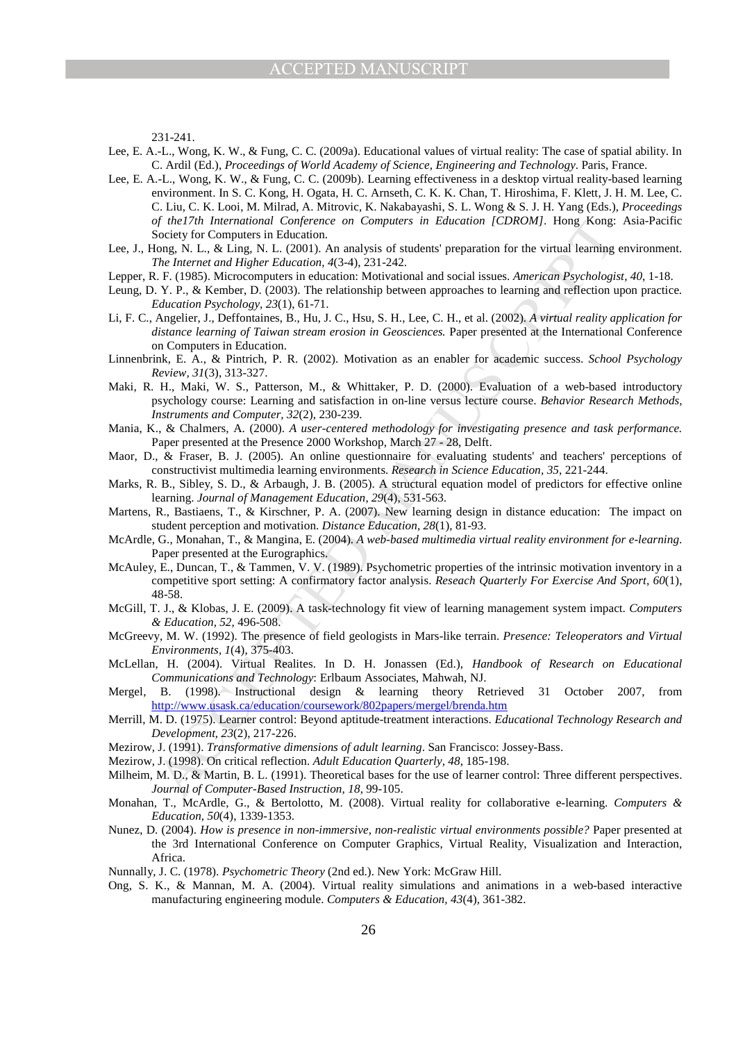231-241.

Lee, E. A.-L., Wong, K. W., & Fung, C. C. (2009a). Educational values of virtual reality: The case of spatial ability. In C. Ardil (Ed.), *Proceedings of World Academy of Science, Engineering and Technology*. Paris, France.

Lee, E. A.-L., Wong, K. W., & Fung, C. C. (2009b). Learning effectiveness in a desktop virtual reality-based learning environment. In S. C. Kong, H. Ogata, H. C. Arnseth, C. K. K. Chan, T. Hiroshima, F. Klett, J. H. M. Lee, C. C. Liu, C. K. Looi, M. Milrad, A. Mitrovic, K. Nakabayashi, S. L. Wong & S. J. H. Yang (Eds.), *Proceedings of the17th International Conference on Computers in Education [CDROM]*. Hong Kong: Asia-Pacific Society for Computers in Education.

Lee, J., Hong, N. L., & Ling, N. L. (2001). An analysis of students' preparation for the virtual learning environment. *The Internet and Higher Education, 4*(3-4), 231-242.

Lepper, R. F. (1985). Microcomputers in education: Motivational and social issues. *American Psychologist, 40*, 1-18.

Leung, D. Y. P., & Kember, D. (2003). The relationship between approaches to learning and reflection upon practice. *Education Psychology, 23*(1), 61-71.

Li, F. C., Angelier, J., Deffontaines, B., Hu, J. C., Hsu, S. H., Lee, C. H., et al. (2002). *A virtual reality application for distance learning of Taiwan stream erosion in Geosciences.* Paper presented at the International Conference on Computers in Education.

Linnenbrink, E. A., & Pintrich, P. R. (2002). Motivation as an enabler for academic success. *School Psychology Review, 31*(3), 313-327.

Maki, R. H., Maki, W. S., Patterson, M., & Whittaker, P. D. (2000). Evaluation of a web-based introductory psychology course: Learning and satisfaction in on-line versus lecture course. *Behavior Research Methods, Instruments and Computer, 32*(2), 230-239.

Mania, K., & Chalmers, A. (2000). *A user-centered methodology for investigating presence and task performance.* Paper presented at the Presence 2000 Workshop, March 27 - 28, Delft.

Maor, D., & Fraser, B. J. (2005). An online questionnaire for evaluating students' and teachers' perceptions of constructivist multimedia learning environments. *Research in Science Education, 35*, 221-244.

Marks, R. B., Sibley, S. D., & Arbaugh, J. B. (2005). A structural equation model of predictors for effective online learning. *Journal of Management Education, 29*(4), 531-563.

Martens, R., Bastiaens, T., & Kirschner, P. A. (2007). New learning design in distance education: The impact on student perception and motivation. *Distance Education, 28*(1), 81-93.

McArdle, G., Monahan, T., & Mangina, E. (2004). *A web-based multimedia virtual reality environment for e-learning.* Paper presented at the Eurographics.

McAuley, E., Duncan, T., & Tammen, V. V. (1989). Psychometric properties of the intrinsic motivation inventory in a competitive sport setting: A confirmatory factor analysis. *Reseach Quarterly For Exercise And Sport, 60*(1), 48-58.

McGill, T. J., & Klobas, J. E. (2009). A task-technology fit view of learning management system impact. *Computers & Education, 52*, 496-508.

McGreevy, M. W. (1992). The presence of field geologists in Mars-like terrain. *Presence: Teleoperators and Virtual Environments, 1*(4), 375-403.

McLellan, H. (2004). Virtual Realites. In D. H. Jonassen (Ed.), *Handbook of Research on Educational Communications and Technology*: Erlbaum Associates, Mahwah, NJ.

Mergel, B. (1998). Instructional design & learning theory Retrieved 31 October 2007, from http://www.usask.ca/education/coursework/802papers/mergel/brenda.htm

Merrill, M. D. (1975). Learner control: Beyond aptitude-treatment interactions. *Educational Technology Research and Development, 23*(2), 217-226.

Mezirow, J. (1991). *Transformative dimensions of adult learning*. San Francisco: Jossey-Bass.

Mezirow, J. (1998). On critical reflection. *Adult Education Quarterly, 48*, 185-198.

Milheim, M. D., & Martin, B. L. (1991). Theoretical bases for the use of learner control: Three different perspectives. *Journal of Computer-Based Instruction, 18*, 99-105.

Monahan, T., McArdle, G., & Bertolotto, M. (2008). Virtual reality for collaborative e-learning. *Computers & Education, 50*(4), 1339-1353.

Nunez, D. (2004). *How is presence in non-immersive, non-realistic virtual environments possible?* Paper presented at the 3rd International Conference on Computer Graphics, Virtual Reality, Visualization and Interaction, Africa.

Nunnally, J. C. (1978). *Psychometric Theory* (2nd ed.). New York: McGraw Hill.

Ong, S. K., & Mannan, M. A. (2004). Virtual reality simulations and animations in a web-based interactive manufacturing engineering module. *Computers & Education, 43*(4), 361-382.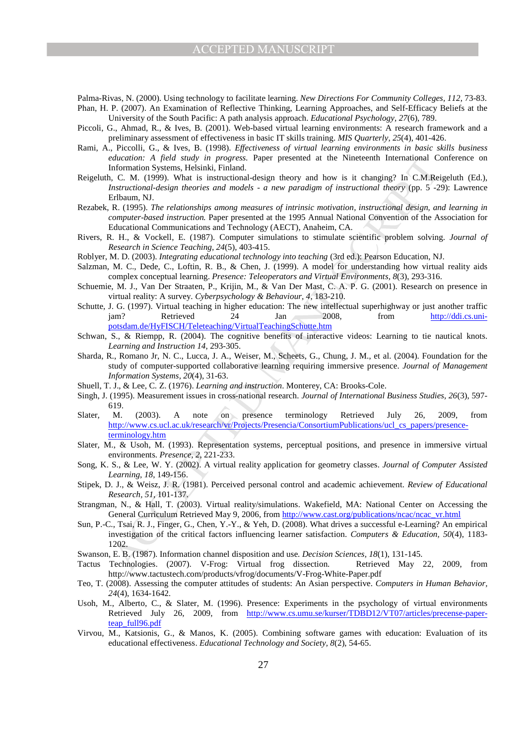Palma-Rivas, N. (2000). Using technology to facilitate learning. *New Directions For Community Colleges, 112*, 73-83.

Phan, H. P. (2007). An Examination of Reflective Thinking, Learning Approaches, and Self-Efficacy Beliefs at the University of the South Pacific: A path analysis approach. *Educational Psychology, 27*(6), 789.

Piccoli, G., Ahmad, R., & Ives, B. (2001). Web-based virtual learning environments: A research framework and a preliminary assessment of effectiveness in basic IT skills training. *MIS Quarterly, 25*(4), 401-426.

Rami, A., Piccolli, G., & Ives, B. (1998). *Effectiveness of virtual learning environments in basic skills business education: A field study in progress.* Paper presented at the Nineteenth International Conference on Information Systems, Helsinki, Finland.

Reigeluth, C. M. (1999). What is instructional-design theory and how is it changing? In C.M.Reigeluth (Ed.), *Instructional-design theories and models - a new paradigm of instructional theory* (pp. 5 -29): Lawrence Erlbaum, NJ.

Rezabek, R. (1995). *The relationships among measures of intrinsic motivation, instructional design, and learning in computer-based instruction.* Paper presented at the 1995 Annual National Convention of the Association for Educational Communications and Technology (AECT), Anaheim, CA.

Rivers, R. H., & Vockell, E. (1987). Computer simulations to stimulate scientific problem solving. *Journal of Research in Science Teaching, 24*(5), 403-415.

Roblyer, M. D. (2003). *Integrating educational technology into teaching* (3rd ed.): Pearson Education, NJ.

Salzman, M. C., Dede, C., Loftin, R. B., & Chen, J. (1999). A model for understanding how virtual reality aids complex conceptual learning. *Presence: Teleoperators and Virtual Environments, 8*(3), 293-316.

Schuemie, M. J., Van Der Straaten, P., Krijin, M., & Van Der Mast, C. A. P. G. (2001). Research on presence in virtual reality: A survey. *Cyberpsychology & Behaviour, 4*, 183-210.

Schutte, J. G. (1997). Virtual teaching in higher education: The new intellectual superhighway or just another traffic jam? Retrieved 24 Jan 2008, from http://ddi.cs.uni-potsdam.de/HyFISCH/Teleteaching/VirtualTeachingSchutte.htm

Schwan, S., & Riempp, R. (2004). The cognitive benefits of interactive videos: Learning to tie nautical knots. *Learning and Instruction 14*, 293-305.

Sharda, R., Romano Jr, N. C., Lucca, J. A., Weiser, M., Scheets, G., Chung, J. M., et al. (2004). Foundation for the study of computer-supported collaborative learning requiring immersive presence. *Journal of Management Information Systems, 20*(4), 31-63.

Shuell, T. J., & Lee, C. Z. (1976). *Learning and instruction*. Monterey, CA: Brooks-Cole.

Singh, J. (1995). Measurement issues in cross-national research. *Journal of International Business Studies, 26*(3), 597-619.

Slater, M. (2003). A note on presence terminology Retrieved July 26, 2009, from http://www.cs.ucl.ac.uk/research/vr/Projects/Presencia/ConsortiumPublications/ucl_cs_papers/presence-terminology.htm

Slater, M., & Usoh, M. (1993). Representation systems, perceptual positions, and presence in immersive virtual environments. *Presence, 2*, 221-233.

Song, K. S., & Lee, W. Y. (2002). A virtual reality application for geometry classes. *Journal of Computer Assisted Learning, 18*, 149-156.

Stipek, D. J., & Weisz, J. R. (1981). Perceived personal control and academic achievement. *Review of Educational Research, 51*, 101-137.

Strangman, N., & Hall, T. (2003). Virtual reality/simulations. Wakefield, MA: National Center on Accessing the General Curriculum Retrieved May 9, 2006, from http://www.cast.org/publications/ncac/ncac_vr.html

Sun, P.-C., Tsai, R. J., Finger, G., Chen, Y.-Y., & Yeh, D. (2008). What drives a successful e-Learning? An empirical investigation of the critical factors influencing learner satisfaction. *Computers & Education, 50*(4), 1183-1202.

Swanson, E. B. (1987). Information channel disposition and use. *Decision Sciences, 18*(1), 131-145.

Tactus Technologies. (2007). V-Frog: Virtual frog dissection. Retrieved May 22, 2009, from http://www.tactustech.com/products/vfrog/documents/V-Frog-White-Paper.pdf

Teo, T. (2008). Assessing the computer attitudes of students: An Asian perspective. *Computers in Human Behavior, 24*(4), 1634-1642.

Usoh, M., Alberto, C., & Slater, M. (1996). Presence: Experiments in the psychology of virtual environments Retrieved July 26, 2009, from http://www.cs.umu.se/kurser/TDBD12/VT07/articles/precense-paper-teap_full96.pdf

Virvou, M., Katsionis, G., & Manos, K. (2005). Combining software games with education: Evaluation of its educational effectiveness. *Educational Technology and Society, 8*(2), 54-65.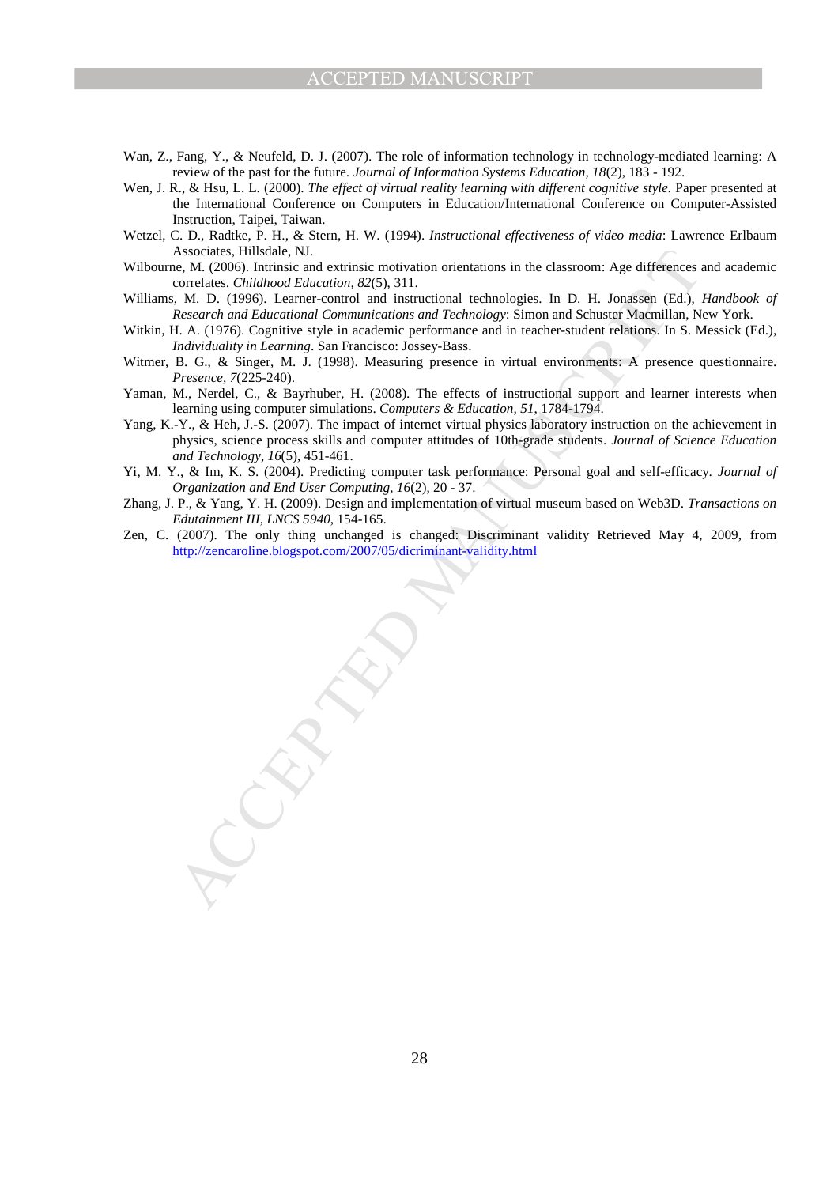Wan, Z., Fang, Y., & Neufeld, D. J. (2007). The role of information technology in technology-mediated learning: A review of the past for the future. *Journal of Information Systems Education, 18*(2), 183 - 192.

Wen, J. R., & Hsu, L. L. (2000). *The effect of virtual reality learning with different cognitive style.* Paper presented at the International Conference on Computers in Education/International Conference on Computer-Assisted Instruction, Taipei, Taiwan.

Wetzel, C. D., Radtke, P. H., & Stern, H. W. (1994). *Instructional effectiveness of video media*: Lawrence Erlbaum Associates, Hillsdale, NJ.

Wilbourne, M. (2006). Intrinsic and extrinsic motivation orientations in the classroom: Age differences and academic correlates. *Childhood Education, 82*(5), 311.

Williams, M. D. (1996). Learner-control and instructional technologies. In D. H. Jonassen (Ed.), *Handbook of Research and Educational Communications and Technology*: Simon and Schuster Macmillan, New York.

Witkin, H. A. (1976). Cognitive style in academic performance and in teacher-student relations. In S. Messick (Ed.), *Individuality in Learning*. San Francisco: Jossey-Bass.

Witmer, B. G., & Singer, M. J. (1998). Measuring presence in virtual environments: A presence questionnaire. *Presence, 7*(225-240).

Yaman, M., Nerdel, C., & Bayrhuber, H. (2008). The effects of instructional support and learner interests when learning using computer simulations. *Computers & Education, 51*, 1784-1794.

Yang, K.-Y., & Heh, J.-S. (2007). The impact of internet virtual physics laboratory instruction on the achievement in physics, science process skills and computer attitudes of 10th-grade students. *Journal of Science Education and Technology, 16*(5), 451-461.

Yi, M. Y., & Im, K. S. (2004). Predicting computer task performance: Personal goal and self-efficacy. *Journal of Organization and End User Computing, 16*(2), 20 - 37.

Zhang, J. P., & Yang, Y. H. (2009). Design and implementation of virtual museum based on Web3D. *Transactions on Edutainment III, LNCS 5940*, 154-165.

Zen, C. (2007). The only thing unchanged is changed: Discriminant validity Retrieved May 4, 2009, from http://zencaroline.blogspot.com/2007/05/dicriminant-validity.html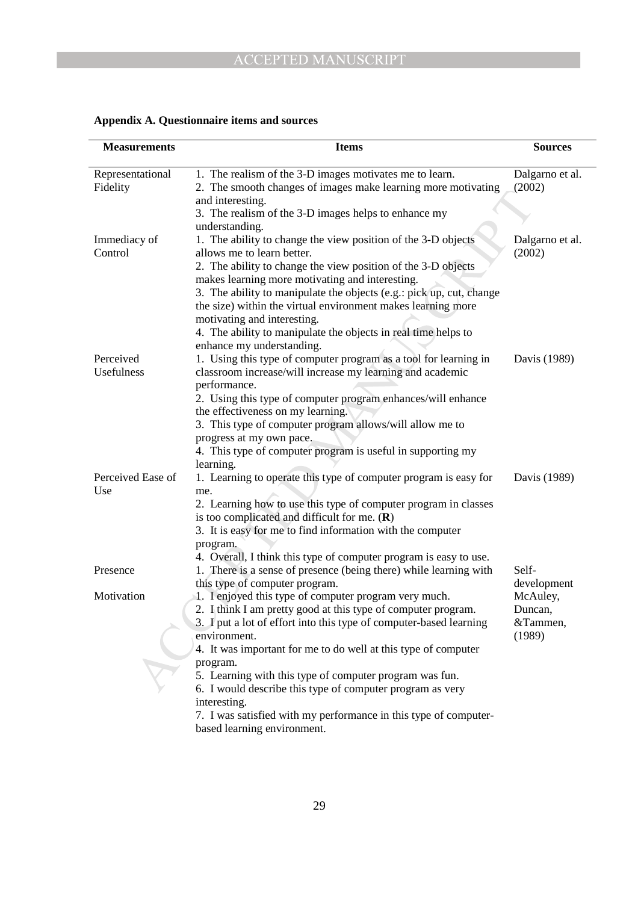**Appendix A. Questionnaire items and sources**

| Measurements | Items | Sources |
|---|---|---|
| Representational Fidelity | 1. The realism of the 3-D images motivates me to learn.<br>2. The smooth changes of images make learning more motivating and interesting.<br>3. The realism of the 3-D images helps to enhance my understanding. | Dalgarno et al. (2002) |
| Immediacy of Control | 1. The ability to change the view position of the 3-D objects allows me to learn better.<br>2. The ability to change the view position of the 3-D objects makes learning more motivating and interesting.<br>3. The ability to manipulate the objects (e.g.: pick up, cut, change the size) within the virtual environment makes learning more motivating and interesting.<br>4. The ability to manipulate the objects in real time helps to enhance my understanding. | Dalgarno et al. (2002) |
| Perceived Usefulness | 1. Using this type of computer program as a tool for learning in classroom increase/will increase my learning and academic performance.<br>2. Using this type of computer program enhances/will enhance the effectiveness on my learning.<br>3. This type of computer program allows/will allow me to progress at my own pace.<br>4. This type of computer program is useful in supporting my learning. | Davis (1989) |
| Perceived Ease of Use | 1. Learning to operate this type of computer program is easy for me.<br>2. Learning how to use this type of computer program in classes is too complicated and difficult for me. (**R**)<br>3. It is easy for me to find information with the computer program.<br>4. Overall, I think this type of computer program is easy to use. | Davis (1989) |
| Presence | 1. There is a sense of presence (being there) while learning with this type of computer program. | Self-development |
| Motivation | 1. I enjoyed this type of computer program very much.<br>2. I think I am pretty good at this type of computer program.<br>3. I put a lot of effort into this type of computer-based learning environment.<br>4. It was important for me to do well at this type of computer program.<br>5. Learning with this type of computer program was fun.<br>6. I would describe this type of computer program as very interesting.<br>7. I was satisfied with my performance in this type of computer-based learning environment. | McAuley, Duncan, &Tammen, (1989) |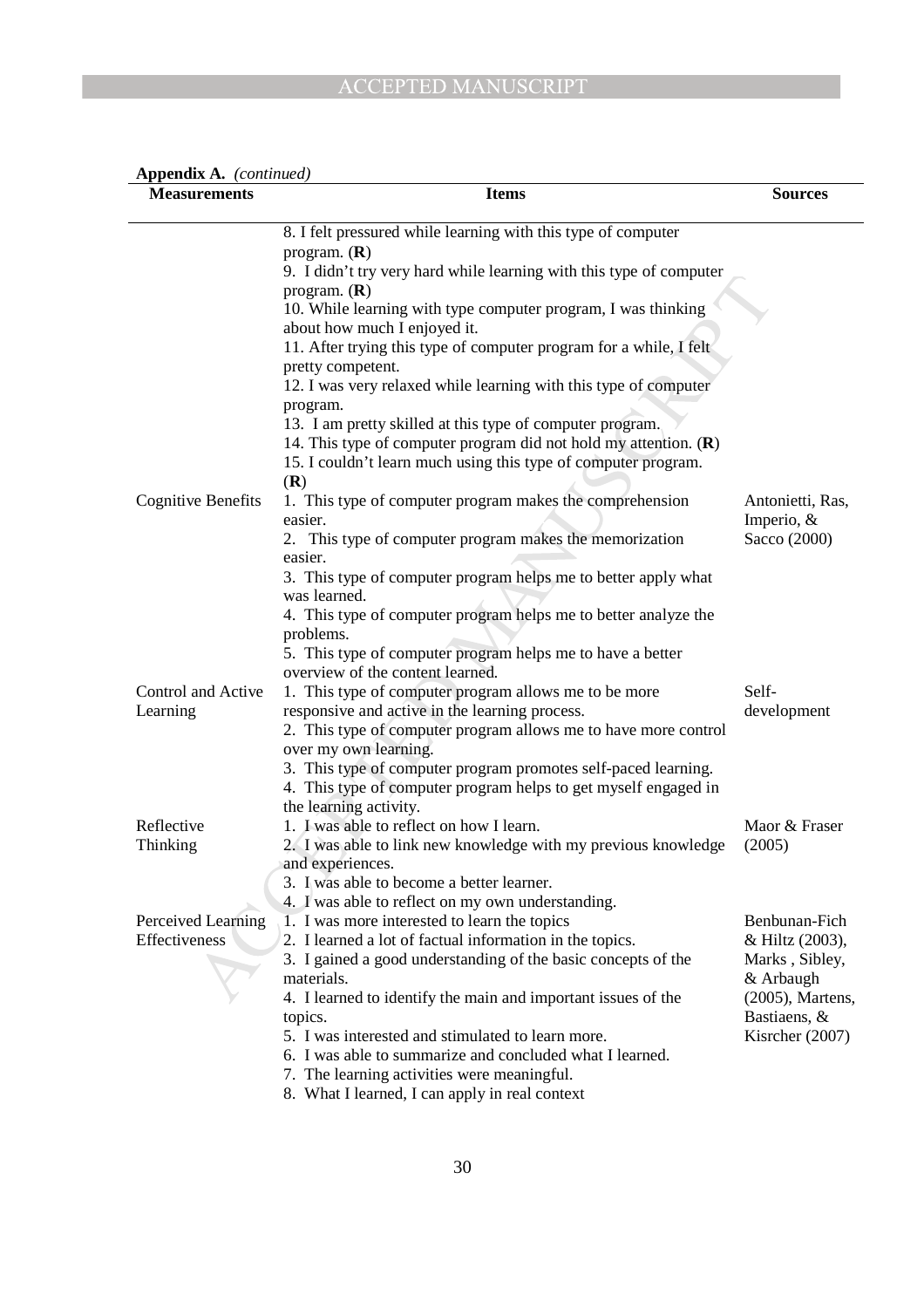**Appendix A.** *(continued)*

| Measurements | Items | Sources |
|---|---|---|
| | 8. I felt pressured while learning with this type of computer program. (**R**)<br>9. I didn't try very hard while learning with this type of computer program. (**R**)<br>10. While learning with type computer program, I was thinking about how much I enjoyed it.<br>11. After trying this type of computer program for a while, I felt pretty competent.<br>12. I was very relaxed while learning with this type of computer program.<br>13. I am pretty skilled at this type of computer program.<br>14. This type of computer program did not hold my attention. (**R**)<br>15. I couldn't learn much using this type of computer program. (**R**) | |
| Cognitive Benefits | 1. This type of computer program makes the comprehension easier.<br>2. This type of computer program makes the memorization easier.<br>3. This type of computer program helps me to better apply what was learned.<br>4. This type of computer program helps me to better analyze the problems.<br>5. This type of computer program helps me to have a better overview of the content learned. | Antonietti, Ras, Imperio, & Sacco (2000) |
| Control and Active Learning | 1. This type of computer program allows me to be more responsive and active in the learning process.<br>2. This type of computer program allows me to have more control over my own learning.<br>3. This type of computer program promotes self-paced learning.<br>4. This type of computer program helps to get myself engaged in the learning activity. | Self-development |
| Reflective Thinking | 1. I was able to reflect on how I learn.<br>2. I was able to link new knowledge with my previous knowledge and experiences.<br>3. I was able to become a better learner.<br>4. I was able to reflect on my own understanding. | Maor & Fraser (2005) |
| Perceived Learning Effectiveness | 1. I was more interested to learn the topics<br>2. I learned a lot of factual information in the topics.<br>3. I gained a good understanding of the basic concepts of the materials.<br>4. I learned to identify the main and important issues of the topics.<br>5. I was interested and stimulated to learn more.<br>6. I was able to summarize and concluded what I learned.<br>7. The learning activities were meaningful.<br>8. What I learned, I can apply in real context | Benbunan-Fich & Hiltz (2003), Marks , Sibley, & Arbaugh (2005), Martens, Bastiaens, & Kisrcher (2007) |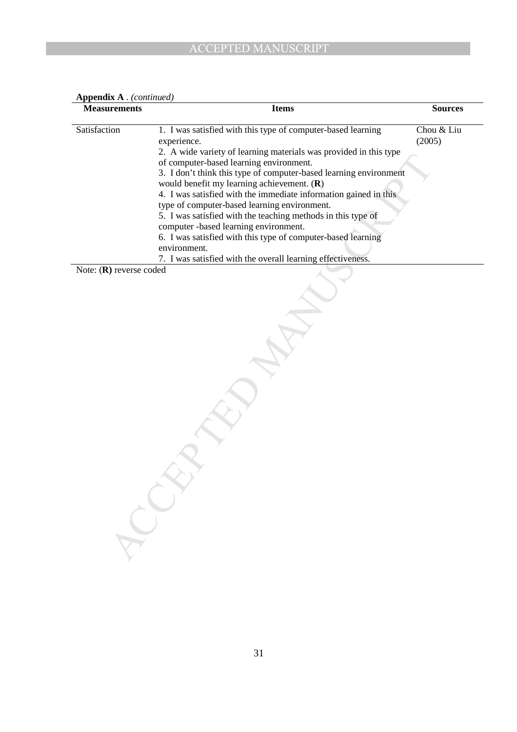**Appendix A** . *(continued)*

| Measurements | Items | Sources |
|---|---|---|
| Satisfaction | 1. I was satisfied with this type of computer-based learning experience.<br>2. A wide variety of learning materials was provided in this type of computer-based learning environment.<br>3. I don't think this type of computer-based learning environment would benefit my learning achievement. (**R**)<br>4. I was satisfied with the immediate information gained in this type of computer-based learning environment.<br>5. I was satisfied with the teaching methods in this type of computer -based learning environment.<br>6. I was satisfied with this type of computer-based learning environment.<br>7. I was satisfied with the overall learning effectiveness. | Chou & Liu (2005) |

Note: (**R**) reverse coded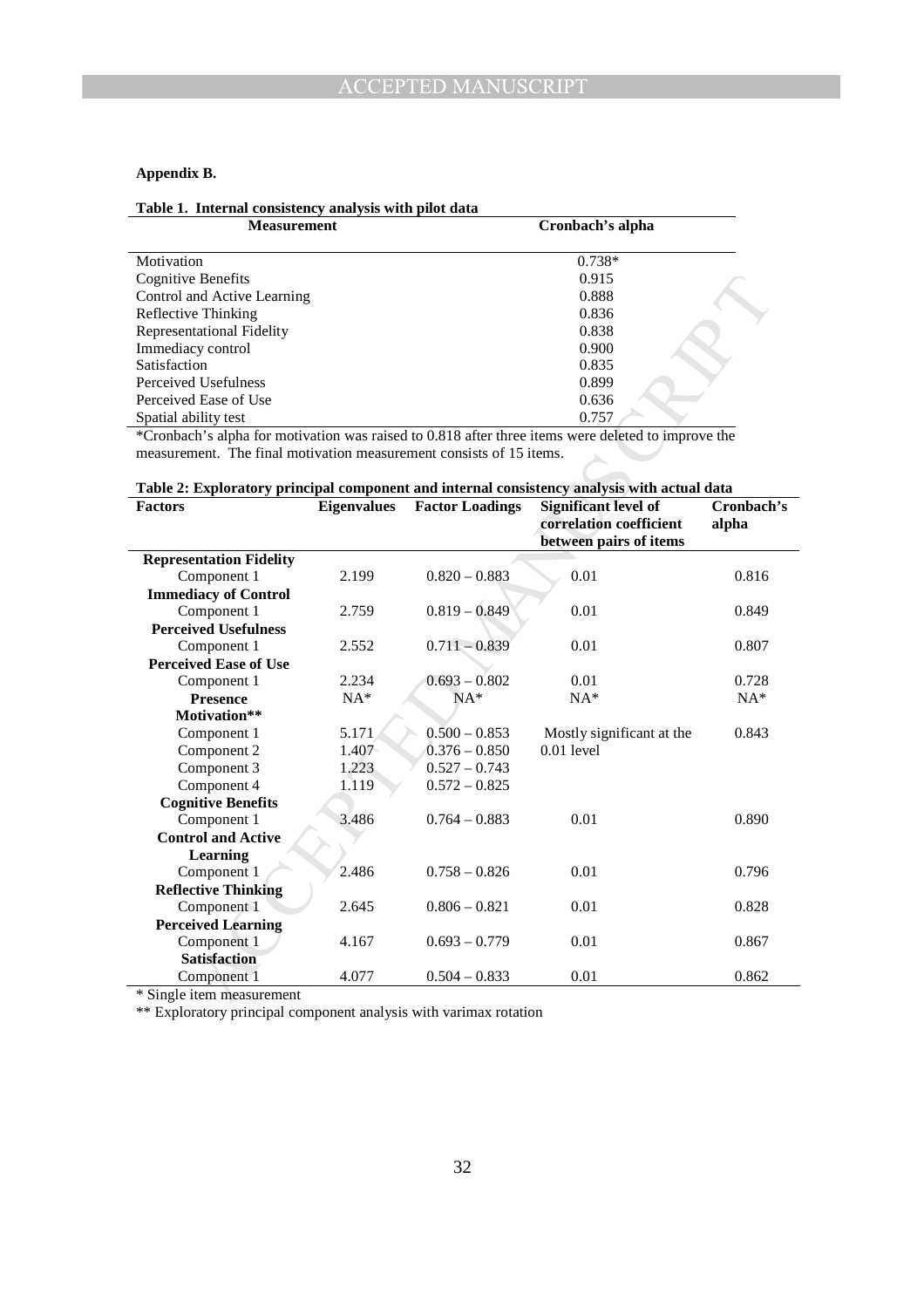**Appendix B.**

**Table 1. Internal consistency analysis with pilot data**

| Measurement | Cronbach's alpha |
|---|---|
| Motivation | 0.738* |
| Cognitive Benefits | 0.915 |
| Control and Active Learning | 0.888 |
| Reflective Thinking | 0.836 |
| Representational Fidelity | 0.838 |
| Immediacy control | 0.900 |
| Satisfaction | 0.835 |
| Perceived Usefulness | 0.899 |
| Perceived Ease of Use | 0.636 |
| Spatial ability test | 0.757 |

*Cronbach's alpha for motivation was raised to 0.818 after three items were deleted to improve the measurement. The final motivation measurement consists of 15 items.

**Table 2: Exploratory principal component and internal consistency analysis with actual data**

| Factors | Eigenvalues | Factor Loadings | Significant level of correlation coefficient between pairs of items | Cronbach's alpha |
|---|---|---|---|---|
| **Representation Fidelity** | | | | |
| Component 1 | 2.199 | 0.820 – 0.883 | 0.01 | 0.816 |
| **Immediacy of Control** | | | | |
| Component 1 | 2.759 | 0.819 – 0.849 | 0.01 | 0.849 |
| **Perceived Usefulness** | | | | |
| Component 1 | 2.552 | 0.711 – 0.839 | 0.01 | 0.807 |
| **Perceived Ease of Use** | | | | |
| Component 1 | 2.234 | 0.693 – 0.802 | 0.01 | 0.728 |
| **Presence** | NA* | NA* | NA* | NA* |
| **Motivation**** | | | | |
| Component 1 | 5.171 | 0.500 – 0.853 | Mostly significant at the 0.01 level | 0.843 |
| Component 2 | 1.407 | 0.376 – 0.850 | | |
| Component 3 | 1.223 | 0.527 – 0.743 | | |
| Component 4 | 1.119 | 0.572 – 0.825 | | |
| **Cognitive Benefits** | | | | |
| Component 1 | 3.486 | 0.764 – 0.883 | 0.01 | 0.890 |
| **Control and Active Learning** | | | | |
| Component 1 | 2.486 | 0.758 – 0.826 | 0.01 | 0.796 |
| **Reflective Thinking** | | | | |
| Component 1 | 2.645 | 0.806 – 0.821 | 0.01 | 0.828 |
| **Perceived Learning** | | | | |
| Component 1 | 4.167 | 0.693 – 0.779 | 0.01 | 0.867 |
| **Satisfaction** | | | | |
| Component 1 | 4.077 | 0.504 – 0.833 | 0.01 | 0.862 |

* Single item measurement

** Exploratory principal component analysis with varimax rotation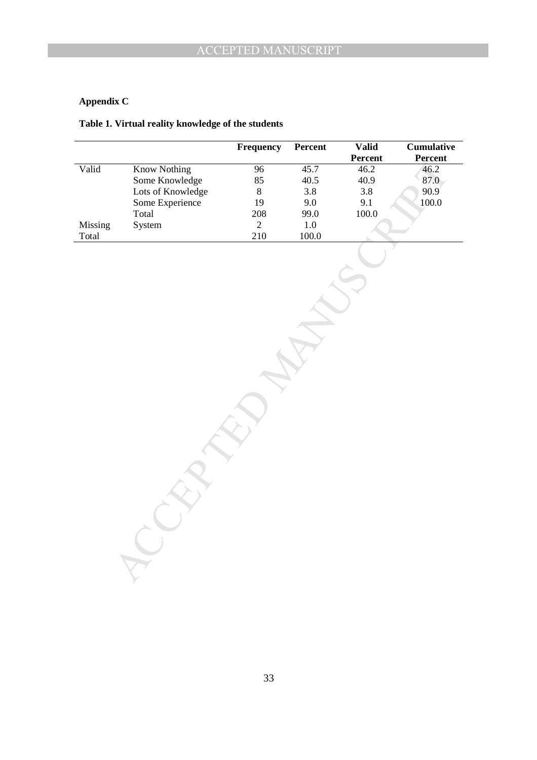**Appendix C**

**Table 1. Virtual reality knowledge of the students**

| | | Frequency | Percent | Valid Percent | Cumulative Percent |
|---|---|---|---|---|---|
| Valid | Know Nothing | 96 | 45.7 | 46.2 | 46.2 |
| | Some Knowledge | 85 | 40.5 | 40.9 | 87.0 |
| | Lots of Knowledge | 8 | 3.8 | 3.8 | 90.9 |
| | Some Experience | 19 | 9.0 | 9.1 | 100.0 |
| | Total | 208 | 99.0 | 100.0 | |
| Missing | System | 2 | 1.0 | | |
| Total | | 210 | 100.0 | | |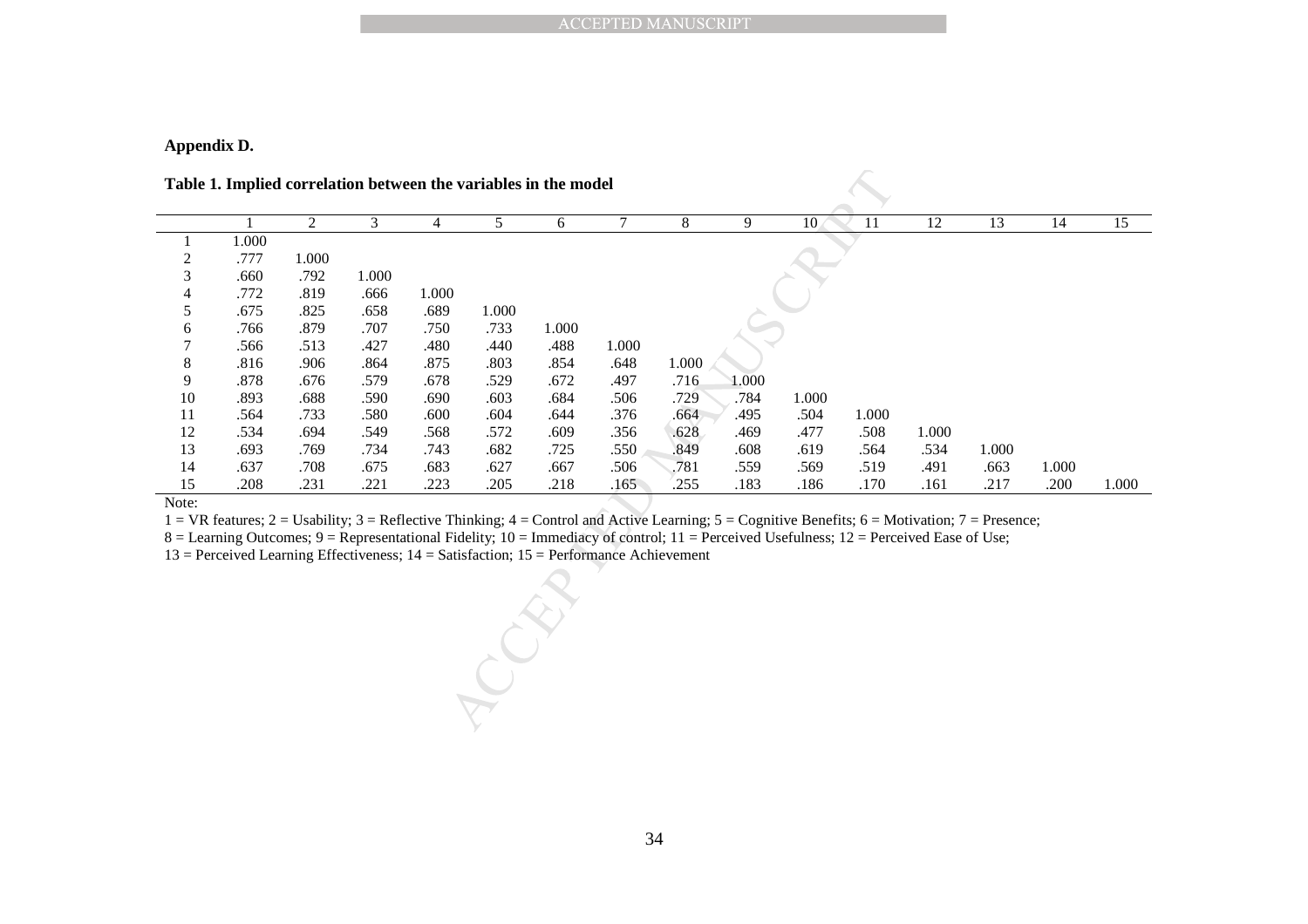**Appendix D.**

**Table 1. Implied correlation between the variables in the model**

| | 1 | 2 | 3 | 4 | 5 | 6 | 7 | 8 | 9 | 10 | 11 | 12 | 13 | 14 | 15 |
|---|---|---|---|---|---|---|---|---|---|---|---|---|---|---|---|
| 1 | 1.000 | | | | | | | | | | | | | | |
| 2 | .777 | 1.000 | | | | | | | | | | | | | |
| 3 | .660 | .792 | 1.000 | | | | | | | | | | | | |
| 4 | .772 | .819 | .666 | 1.000 | | | | | | | | | | | |
| 5 | .675 | .825 | .658 | .689 | 1.000 | | | | | | | | | | |
| 6 | .766 | .879 | .707 | .750 | .733 | 1.000 | | | | | | | | | |
| 7 | .566 | .513 | .427 | .480 | .440 | .488 | 1.000 | | | | | | | | |
| 8 | .816 | .906 | .864 | .875 | .803 | .854 | .648 | 1.000 | | | | | | | |
| 9 | .878 | .676 | .579 | .678 | .529 | .672 | .497 | .716 | 1.000 | | | | | | |
| 10 | .893 | .688 | .590 | .690 | .603 | .684 | .506 | .729 | .784 | 1.000 | | | | | |
| 11 | .564 | .733 | .580 | .600 | .604 | .644 | .376 | .664 | .495 | .504 | 1.000 | | | | |
| 12 | .534 | .694 | .549 | .568 | .572 | .609 | .356 | .628 | .469 | .477 | .508 | 1.000 | | | |
| 13 | .693 | .769 | .734 | .743 | .682 | .725 | .550 | .849 | .608 | .619 | .564 | .534 | 1.000 | | |
| 14 | .637 | .708 | .675 | .683 | .627 | .667 | .506 | .781 | .559 | .569 | .519 | .491 | .663 | 1.000 | |
| 15 | .208 | .231 | .221 | .223 | .205 | .218 | .165 | .255 | .183 | .186 | .170 | .161 | .217 | .200 | 1.000 |

Note:

1 = VR features; 2 = Usability; 3 = Reflective Thinking; 4 = Control and Active Learning; 5 = Cognitive Benefits; 6 = Motivation; 7 = Presence; 8 = Learning Outcomes; 9 = Representational Fidelity; 10 = Immediacy of control; 11 = Perceived Usefulness; 12 = Perceived Ease of Use; 13 = Perceived Learning Effectiveness; 14 = Satisfaction; 15 = Performance Achievement